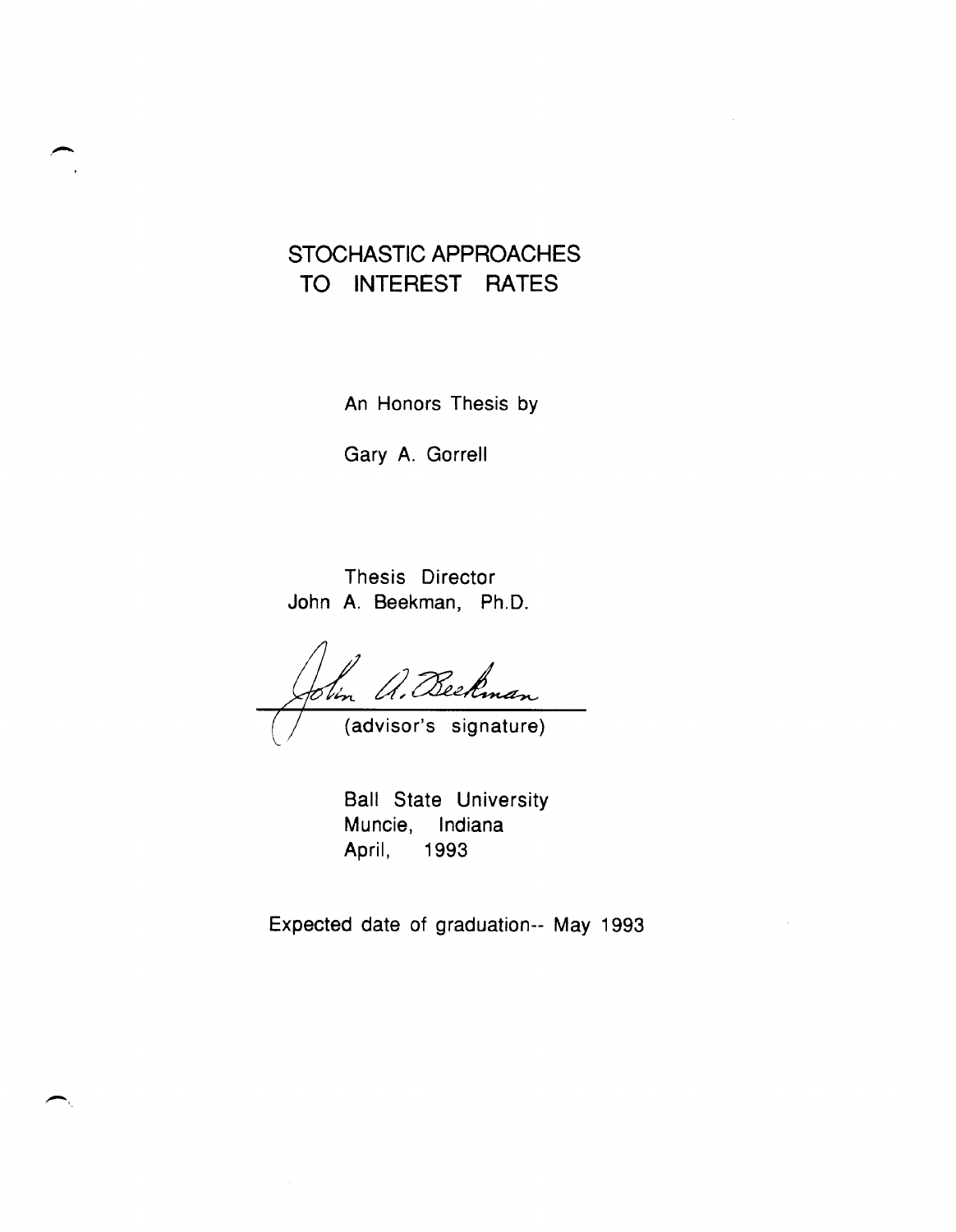# STOCHASTIC APPROACHES TO INTEREST RATES

An Honors Thesis by

Gary A. Gorrell

Thesis Director
John A. Beekman, Ph.D.

John A. Beekman
(advisor's signature)

Ball State University
Muncie, Indiana
April, 1993

Expected date of graduation-- May 1993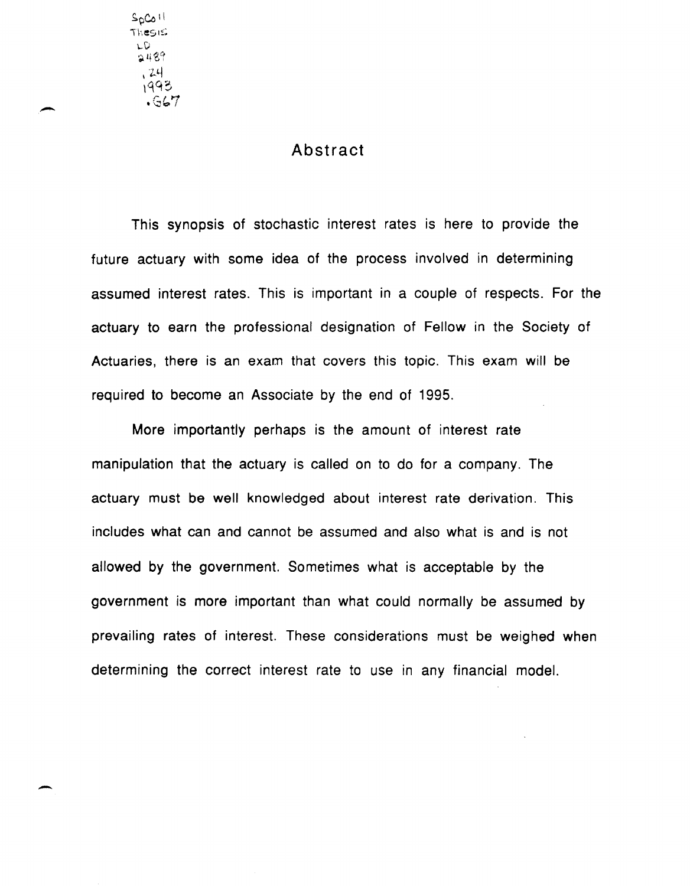SpColl Thesis LD 2489 .Z4 1993 .G67

# Abstract

This synopsis of stochastic interest rates is here to provide the future actuary with some idea of the process involved in determining assumed interest rates. This is important in a couple of respects. For the actuary to earn the professional designation of Fellow in the Society of Actuaries, there is an exam that covers this topic. This exam will be required to become an Associate by the end of 1995.

More importantly perhaps is the amount of interest rate manipulation that the actuary is called on to do for a company. The actuary must be well knowledged about interest rate derivation. This includes what can and cannot be assumed and also what is and is not allowed by the government. Sometimes what is acceptable by the government is more important than what could normally be assumed by prevailing rates of interest. These considerations must be weighed when determining the correct interest rate to use in any financial model.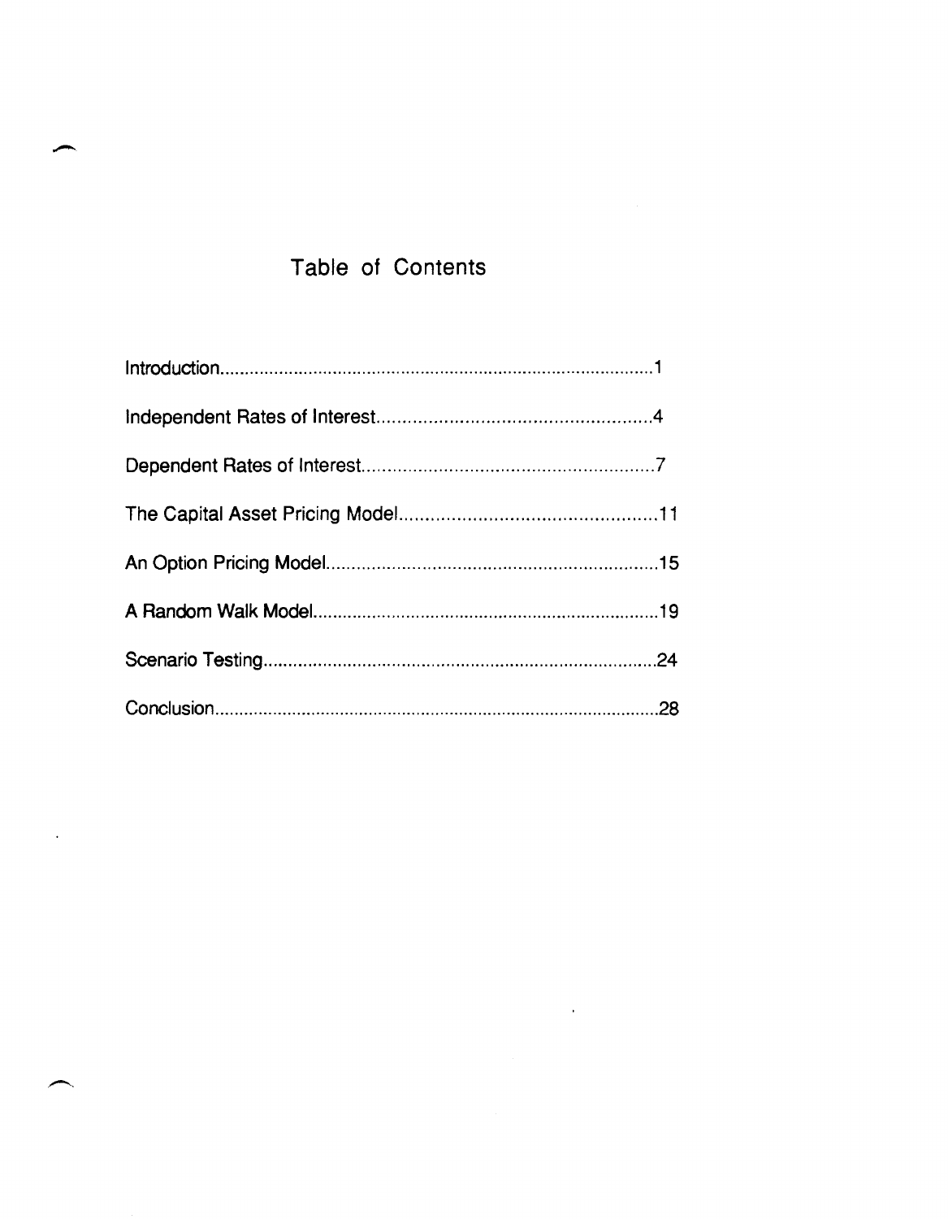# Table of Contents

Introduction........................................................................................1

Independent Rates of Interest......................................................4

Dependent Rates of Interest..........................................................7

The Capital Asset Pricing Model..................................................11

An Option Pricing Model..................................................................15

A Random Walk Model......................................................................19

Scenario Testing...............................................................................24

Conclusion............................................................................................28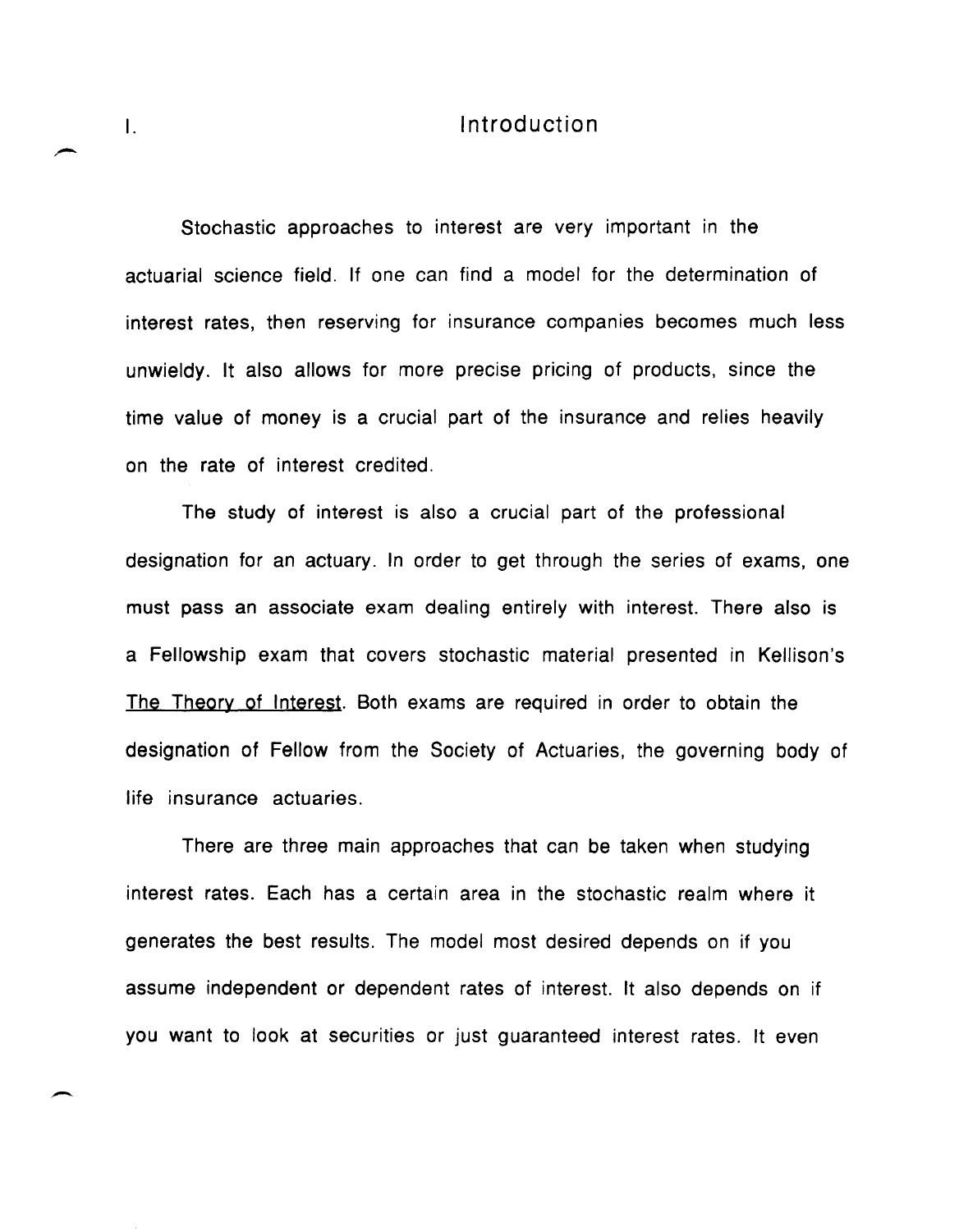# I. Introduction

Stochastic approaches to interest are very important in the actuarial science field. If one can find a model for the determination of interest rates, then reserving for insurance companies becomes much less unwieldy. It also allows for more precise pricing of products, since the time value of money is a crucial part of the insurance and relies heavily on the rate of interest credited.

The study of interest is also a crucial part of the professional designation for an actuary. In order to get through the series of exams, one must pass an associate exam dealing entirely with interest. There also is a Fellowship exam that covers stochastic material presented in Kellison's The Theory of Interest. Both exams are required in order to obtain the designation of Fellow from the Society of Actuaries, the governing body of life insurance actuaries.

There are three main approaches that can be taken when studying interest rates. Each has a certain area in the stochastic realm where it generates the best results. The model most desired depends on if you assume independent or dependent rates of interest. It also depends on if you want to look at securities or just guaranteed interest rates. It even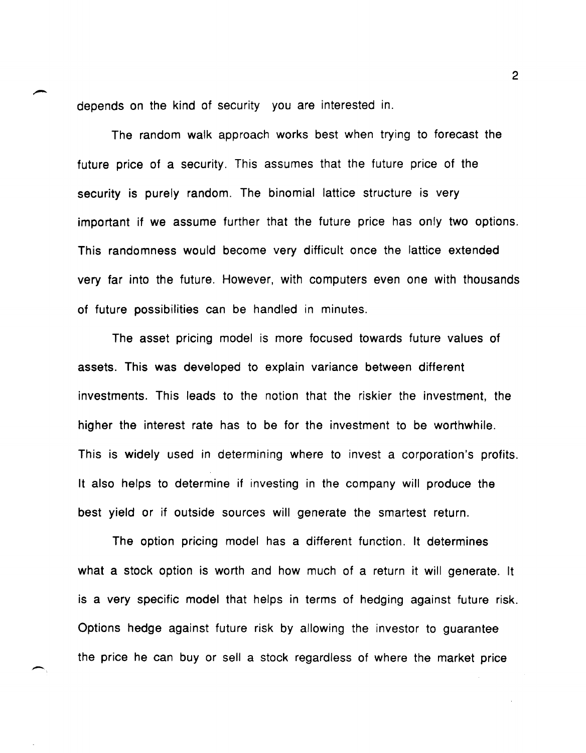depends on the kind of security you are interested in.

The random walk approach works best when trying to forecast the future price of a security. This assumes that the future price of the security is purely random. The binomial lattice structure is very important if we assume further that the future price has only two options. This randomness would become very difficult once the lattice extended very far into the future. However, with computers even one with thousands of future possibilities can be handled in minutes.

The asset pricing model is more focused towards future values of assets. This was developed to explain variance between different investments. This leads to the notion that the riskier the investment, the higher the interest rate has to be for the investment to be worthwhile. This is widely used in determining where to invest a corporation's profits. It also helps to determine if investing in the company will produce the best yield or if outside sources will generate the smartest return.

The option pricing model has a different function. It determines what a stock option is worth and how much of a return it will generate. It is a very specific model that helps in terms of hedging against future risk. Options hedge against future risk by allowing the investor to guarantee the price he can buy or sell a stock regardless of where the market price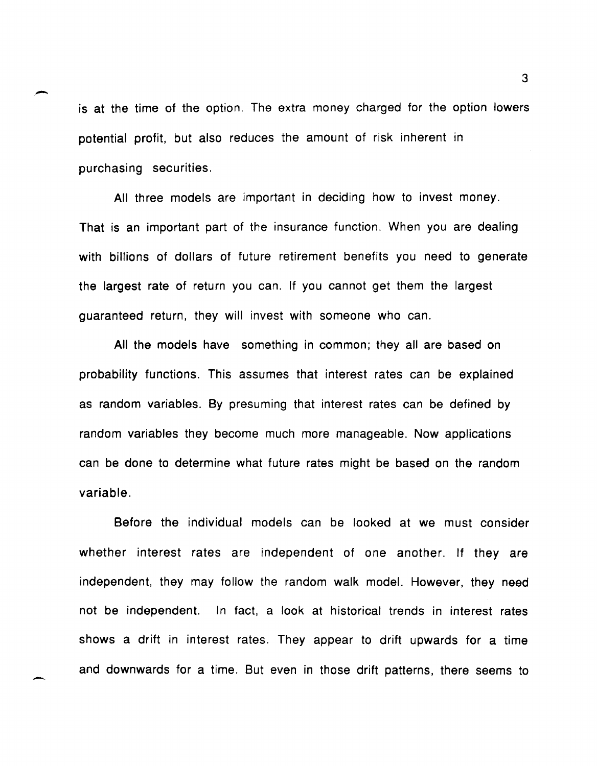is at the time of the option. The extra money charged for the option lowers potential profit, but also reduces the amount of risk inherent in purchasing securities.

All three models are important in deciding how to invest money. That is an important part of the insurance function. When you are dealing with billions of dollars of future retirement benefits you need to generate the largest rate of return you can. If you cannot get them the largest guaranteed return, they will invest with someone who can.

All the models have something in common; they all are based on probability functions. This assumes that interest rates can be explained as random variables. By presuming that interest rates can be defined by random variables they become much more manageable. Now applications can be done to determine what future rates might be based on the random variable.

Before the individual models can be looked at we must consider whether interest rates are independent of one another. If they are independent, they may follow the random walk model. However, they need not be independent. In fact, a look at historical trends in interest rates shows a drift in interest rates. They appear to drift upwards for a time and downwards for a time. But even in those drift patterns, there seems to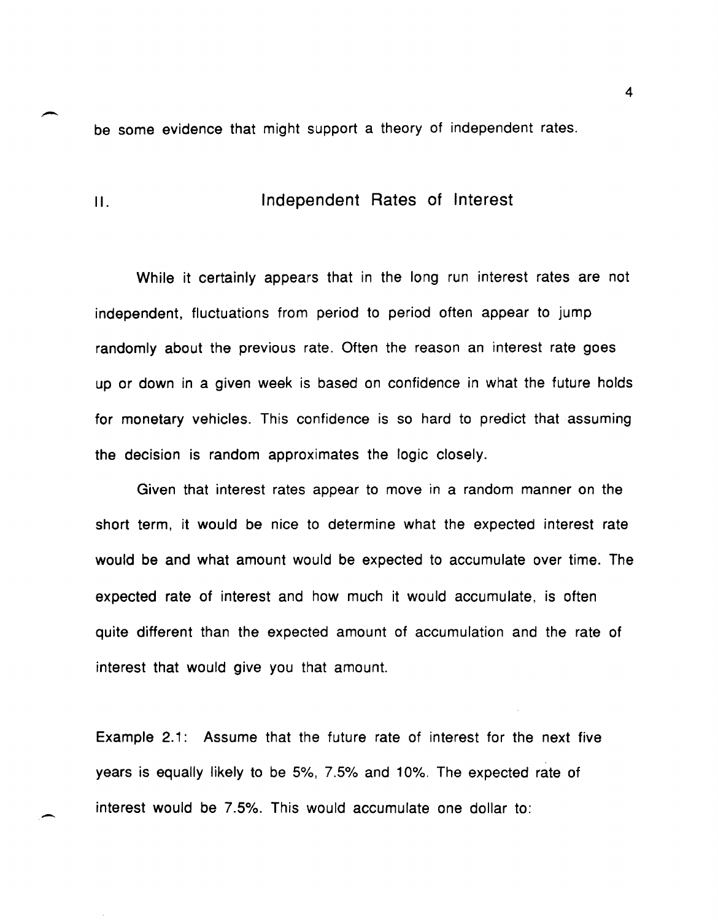be some evidence that might support a theory of independent rates.

## II. Independent Rates of Interest

While it certainly appears that in the long run interest rates are not independent, fluctuations from period to period often appear to jump randomly about the previous rate. Often the reason an interest rate goes up or down in a given week is based on confidence in what the future holds for monetary vehicles. This confidence is so hard to predict that assuming the decision is random approximates the logic closely.

Given that interest rates appear to move in a random manner on the short term, it would be nice to determine what the expected interest rate would be and what amount would be expected to accumulate over time. The expected rate of interest and how much it would accumulate, is often quite different than the expected amount of accumulation and the rate of interest that would give you that amount.

Example 2.1: Assume that the future rate of interest for the next five years is equally likely to be 5%, 7.5% and 10%. The expected rate of interest would be 7.5%. This would accumulate one dollar to: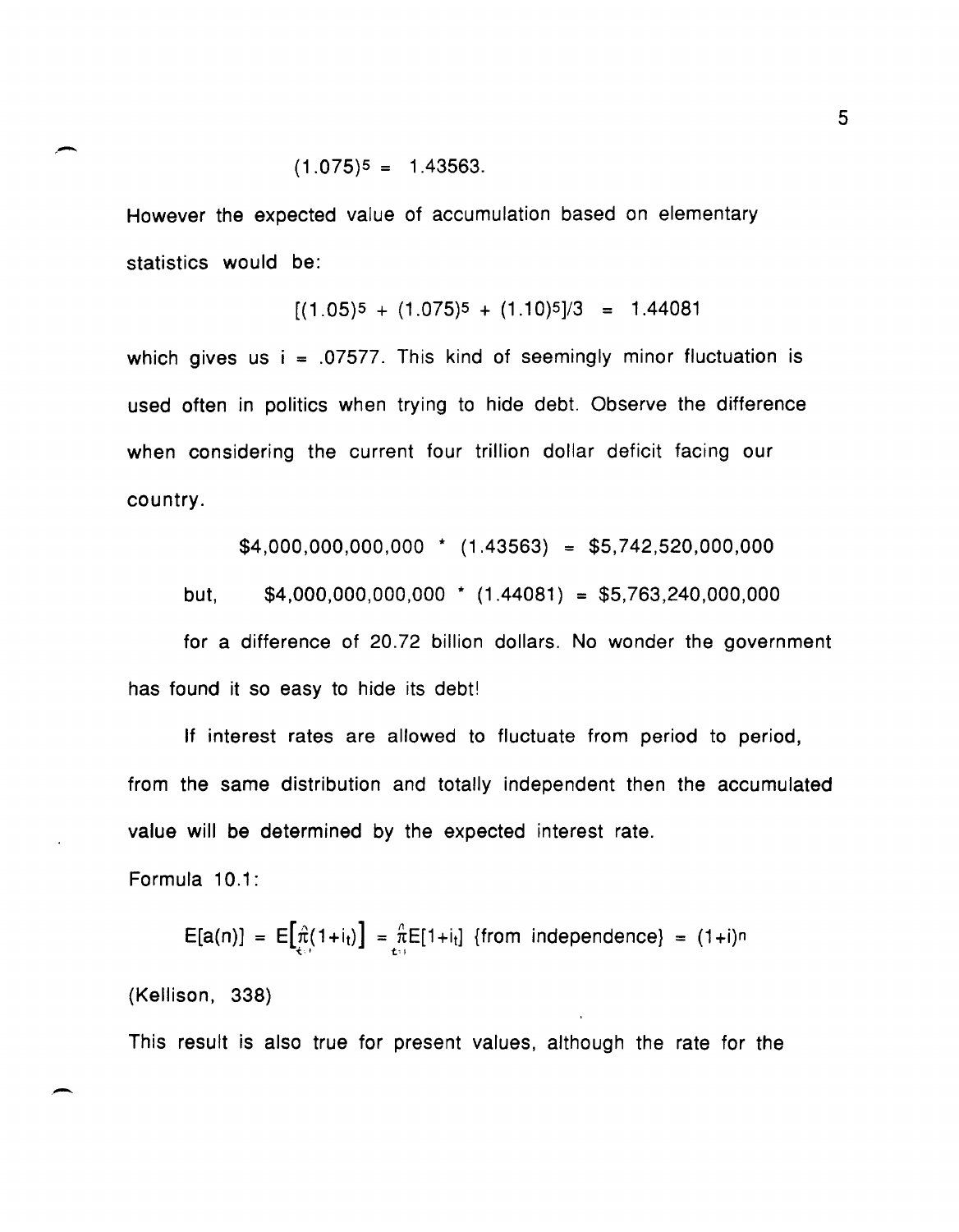$$(1.075)^5 = 1.43563.$$

However the expected value of accumulation based on elementary statistics would be:

$$[(1.05)^5 + (1.075)^5 + (1.10)^5]/3 = 1.44081$$

which gives us $i = .07577$. This kind of seemingly minor fluctuation is used often in politics when trying to hide debt. Observe the difference when considering the current four trillion dollar deficit facing our country.

$$\$4,000,000,000,000 * (1.43563) = \$5,742,520,000,000$$

but, $$\$4,000,000,000,000 * (1.44081) = \$5,763,240,000,000$$

for a difference of 20.72 billion dollars. No wonder the government has found it so easy to hide its debt!

If interest rates are allowed to fluctuate from period to period, from the same distribution and totally independent then the accumulated value will be determined by the expected interest rate.

Formula 10.1:

$$E[a(n)] = E\left[\prod_{t=1}^{n}(1+i_t)\right] = \prod_{t=1}^{n}E[1+i_t] \text{ \{from independence\} } = (1+i)^n$$

(Kellison, 338)

This result is also true for present values, although the rate for the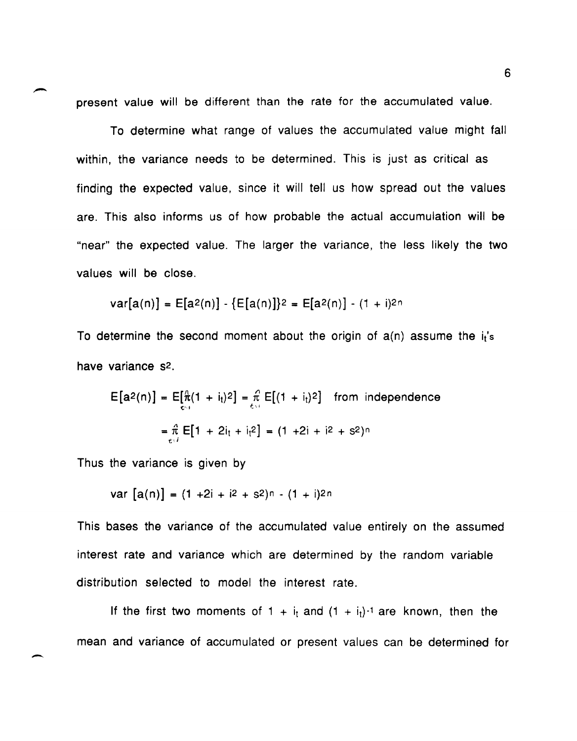present value will be different than the rate for the accumulated value.

To determine what range of values the accumulated value might fall within, the variance needs to be determined. This is just as critical as finding the expected value, since it will tell us how spread out the values are. This also informs us of how probable the actual accumulation will be "near" the expected value. The larger the variance, the less likely the two values will be close.

$$\text{var}[a(n)] = E[a^2(n)] - \{E[a(n)]\}^2 = E[a^2(n)] - (1 + i)^{2n}$$

To determine the second moment about the origin of $a(n)$ assume the $i_t$'s have variance $s^2$.

$$E[a^2(n)] = E[\prod_{t=1}^{n}(1 + i_t)^2] = \prod_{t=1}^{n} E[(1 + i_t)^2] \quad \text{from independence}$$

$$= \prod_{t=1}^{n} E[1 + 2i_t + i_t^2] = (1 + 2i + i^2 + s^2)^n$$

Thus the variance is given by

$$\text{var}\,[a(n)] = (1 + 2i + i^2 + s^2)^n - (1 + i)^{2n}$$

This bases the variance of the accumulated value entirely on the assumed interest rate and variance which are determined by the random variable distribution selected to model the interest rate.

If the first two moments of $1 + i_t$ and $(1 + i_t)^{-1}$ are known, then the mean and variance of accumulated or present values can be determined for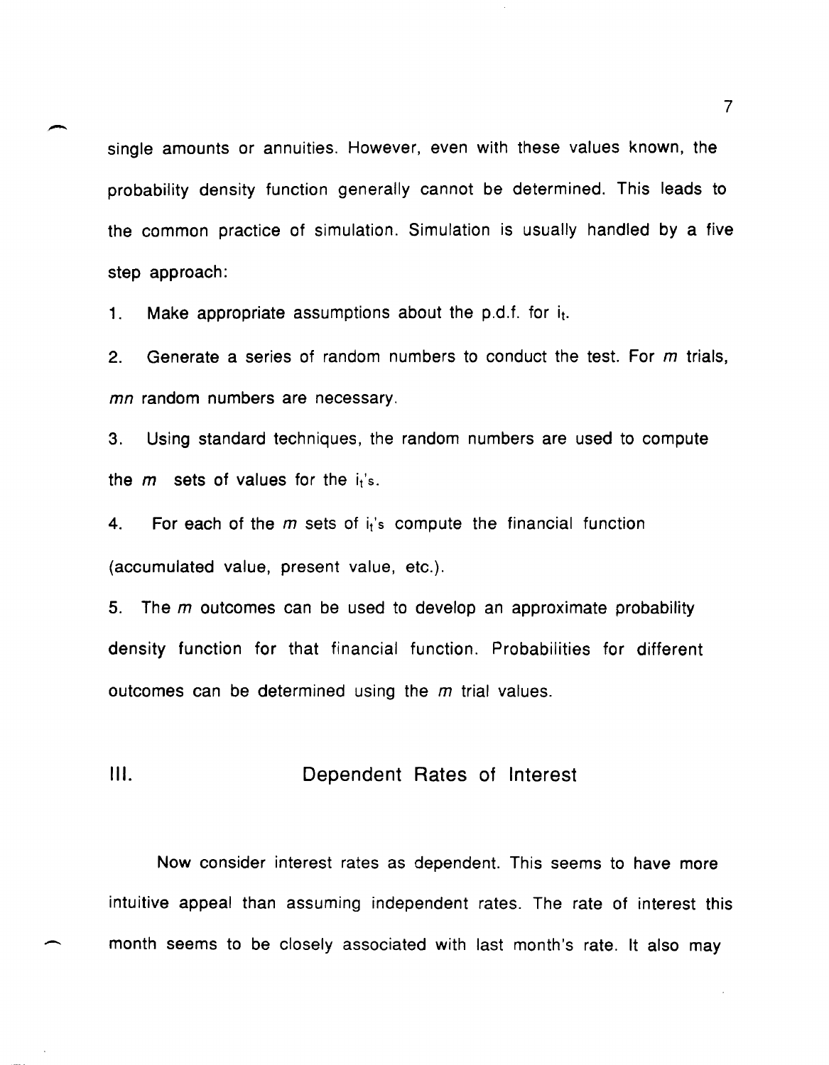single amounts or annuities. However, even with these values known, the probability density function generally cannot be determined. This leads to the common practice of simulation. Simulation is usually handled by a five step approach:

1. Make appropriate assumptions about the p.d.f. for $i_t$.

2. Generate a series of random numbers to conduct the test. For *m* trials, *mn* random numbers are necessary.

3. Using standard techniques, the random numbers are used to compute the *m* sets of values for the $i_t$'s.

4. For each of the *m* sets of $i_t$'s compute the financial function (accumulated value, present value, etc.).

5. The *m* outcomes can be used to develop an approximate probability density function for that financial function. Probabilities for different outcomes can be determined using the *m* trial values.

## III. Dependent Rates of Interest

Now consider interest rates as dependent. This seems to have more intuitive appeal than assuming independent rates. The rate of interest this month seems to be closely associated with last month's rate. It also may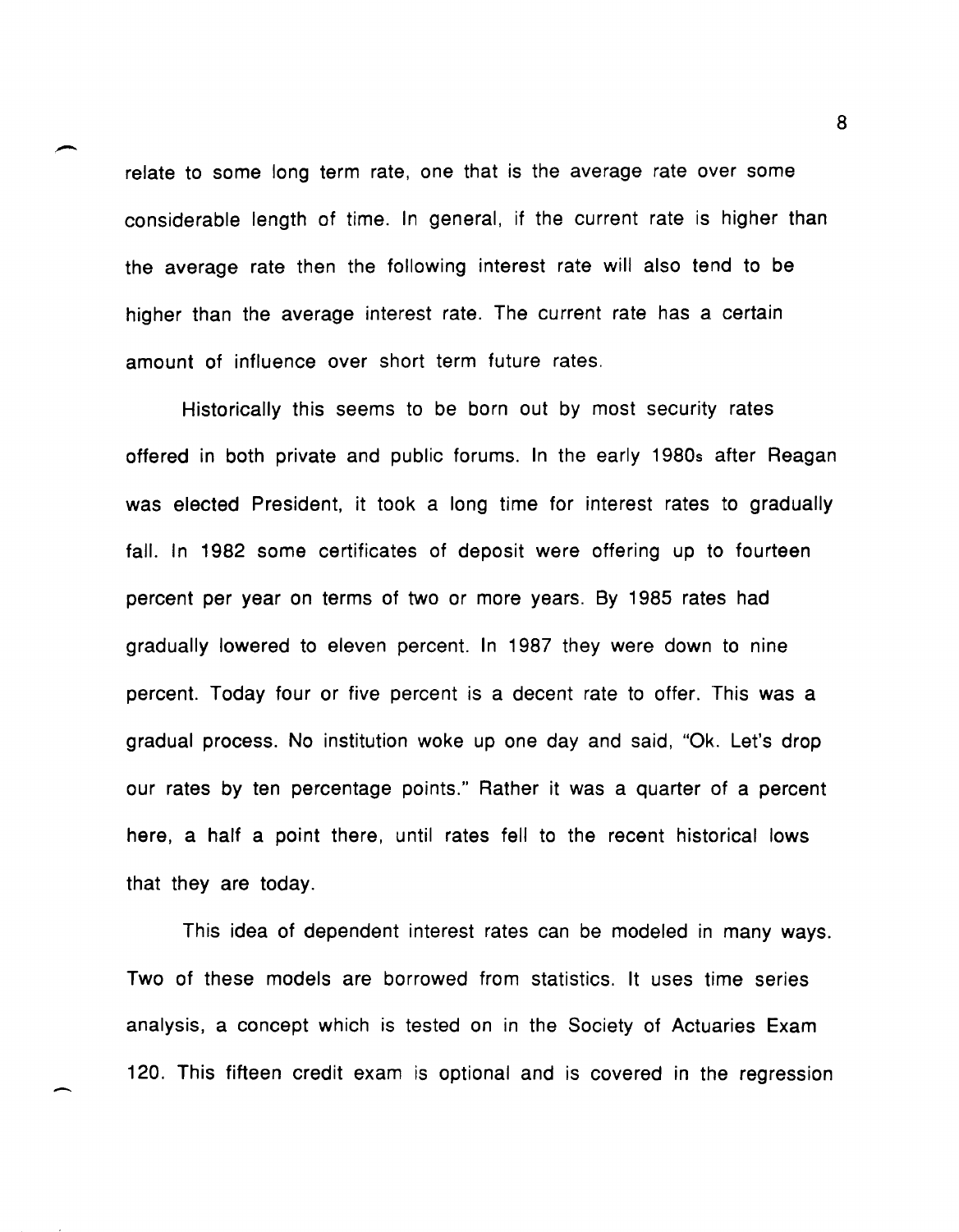relate to some long term rate, one that is the average rate over some considerable length of time. In general, if the current rate is higher than the average rate then the following interest rate will also tend to be higher than the average interest rate. The current rate has a certain amount of influence over short term future rates.

Historically this seems to be born out by most security rates offered in both private and public forums. In the early 1980s after Reagan was elected President, it took a long time for interest rates to gradually fall. In 1982 some certificates of deposit were offering up to fourteen percent per year on terms of two or more years. By 1985 rates had gradually lowered to eleven percent. In 1987 they were down to nine percent. Today four or five percent is a decent rate to offer. This was a gradual process. No institution woke up one day and said, "Ok. Let's drop our rates by ten percentage points." Rather it was a quarter of a percent here, a half a point there, until rates fell to the recent historical lows that they are today.

This idea of dependent interest rates can be modeled in many ways. Two of these models are borrowed from statistics. It uses time series analysis, a concept which is tested on in the Society of Actuaries Exam 120. This fifteen credit exam is optional and is covered in the regression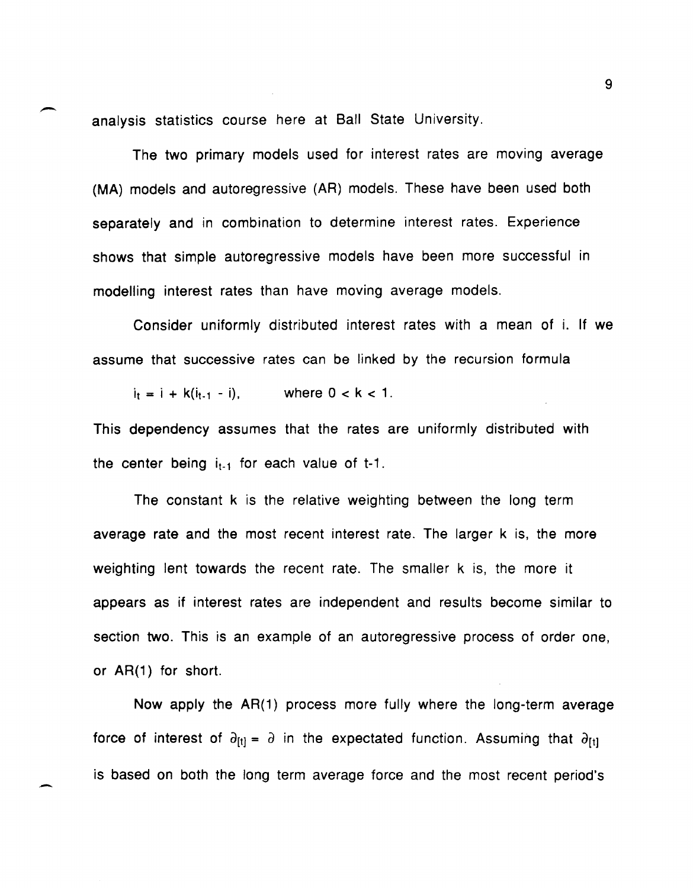analysis statistics course here at Ball State University.

The two primary models used for interest rates are moving average (MA) models and autoregressive (AR) models. These have been used both separately and in combination to determine interest rates. Experience shows that simple autoregressive models have been more successful in modelling interest rates than have moving average models.

Consider uniformly distributed interest rates with a mean of i. If we assume that successive rates can be linked by the recursion formula

$i_t = i + k(i_{t-1} - i)$, where $0 < k < 1$.

This dependency assumes that the rates are uniformly distributed with the center being $i_{t-1}$ for each value of t-1.

The constant k is the relative weighting between the long term average rate and the most recent interest rate. The larger k is, the more weighting lent towards the recent rate. The smaller k is, the more it appears as if interest rates are independent and results become similar to section two. This is an example of an autoregressive process of order one, or AR(1) for short.

Now apply the AR(1) process more fully where the long-term average force of interest of $\partial_{[t]} = \partial$ in the expectated function. Assuming that $\partial_{[t]}$ is based on both the long term average force and the most recent period's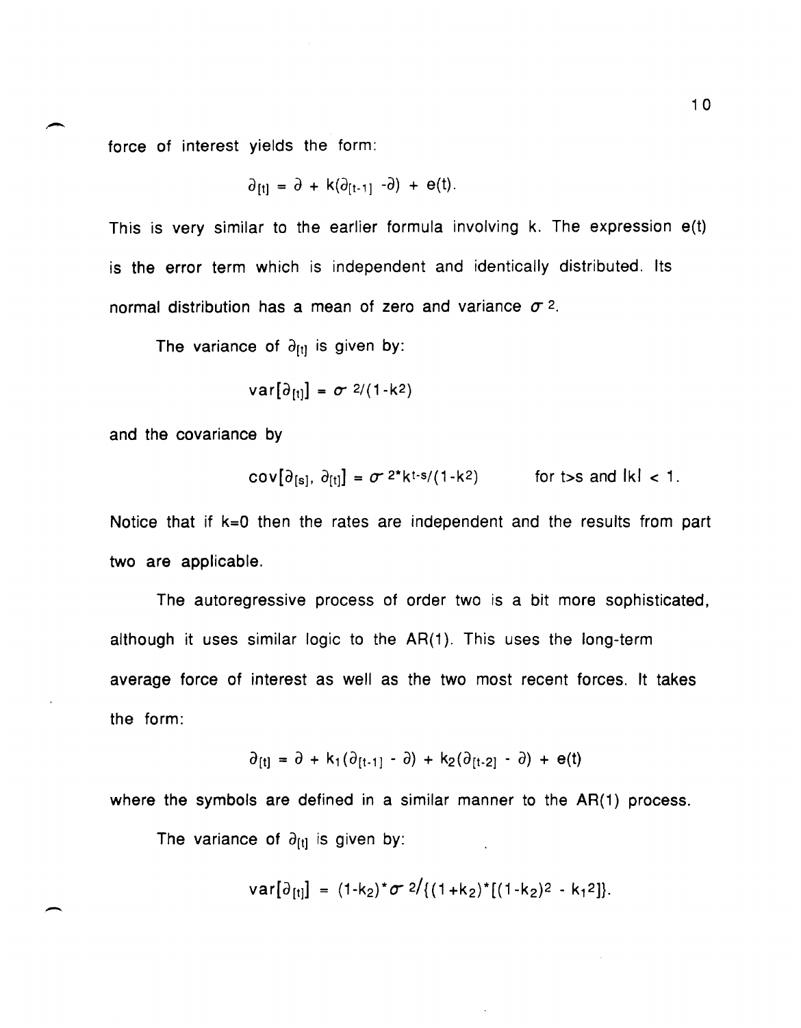force of interest yields the form:

$$\partial_{[t]} = \partial + k(\partial_{[t-1]} - \partial) + e(t).$$

This is very similar to the earlier formula involving k. The expression e(t) is the error term which is independent and identically distributed. Its normal distribution has a mean of zero and variance $\sigma^2$.

The variance of $\partial_{[t]}$ is given by:

$$\text{var}[\partial_{[t]}] = \sigma^2/(1-k^2)$$

and the covariance by

$$\text{cov}[\partial_{[s]}, \partial_{[t]}] = \sigma^2 * k^{t-s}/(1-k^2) \qquad \text{for } t>s \text{ and } |k| < 1.$$

Notice that if k=0 then the rates are independent and the results from part two are applicable.

The autoregressive process of order two is a bit more sophisticated, although it uses similar logic to the AR(1). This uses the long-term average force of interest as well as the two most recent forces. It takes the form:

$$\partial_{[t]} = \partial + k_1(\partial_{[t-1]} - \partial) + k_2(\partial_{[t-2]} - \partial) + e(t)$$

where the symbols are defined in a similar manner to the AR(1) process.

The variance of $\partial_{[t]}$ is given by:

$$\text{var}[\partial_{[t]}] = (1-k_2) * \sigma^2/\{(1+k_2) * [(1-k_2)^2 - k_1^2]\}.$$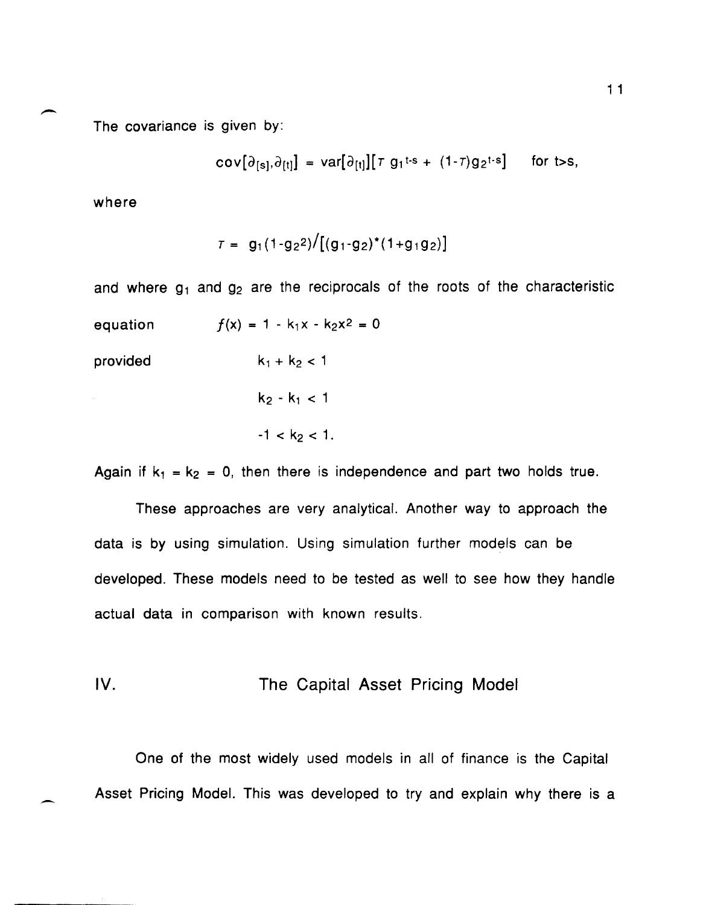The covariance is given by:

$$\mathrm{cov}[\partial_{[s]},\partial_{[t]}] = \mathrm{var}[\partial_{[t]}][\tau\, g_1{}^{t-s} + (1-\tau)g_2{}^{t-s}] \quad \text{for } t>s,$$

where

$$\tau = g_1(1-g_2{}^2)/[(g_1-g_2)^*(1+g_1g_2)]$$

and where $g_1$ and $g_2$ are the reciprocals of the roots of the characteristic equation

$$f(x) = 1 - k_1x - k_2x^2 = 0$$

provided

$$k_1 + k_2 < 1$$

$$k_2 - k_1 < 1$$

$$-1 < k_2 < 1.$$

Again if $k_1 = k_2 = 0$, then there is independence and part two holds true.

These approaches are very analytical. Another way to approach the data is by using simulation. Using simulation further models can be developed. These models need to be tested as well to see how they handle actual data in comparison with known results.

## IV. The Capital Asset Pricing Model

One of the most widely used models in all of finance is the Capital Asset Pricing Model. This was developed to try and explain why there is a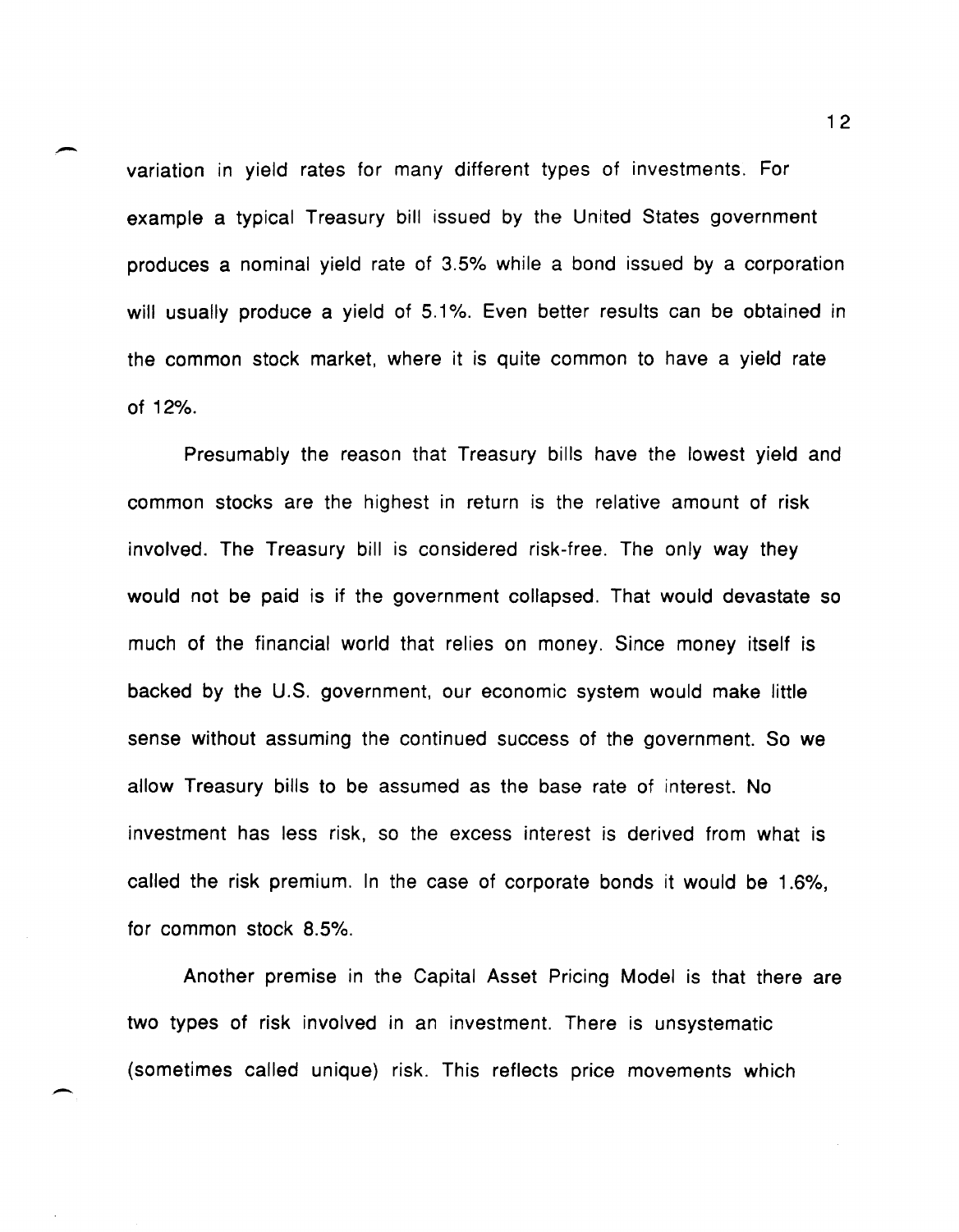variation in yield rates for many different types of investments. For example a typical Treasury bill issued by the United States government produces a nominal yield rate of 3.5% while a bond issued by a corporation will usually produce a yield of 5.1%. Even better results can be obtained in the common stock market, where it is quite common to have a yield rate of 12%.

Presumably the reason that Treasury bills have the lowest yield and common stocks are the highest in return is the relative amount of risk involved. The Treasury bill is considered risk-free. The only way they would not be paid is if the government collapsed. That would devastate so much of the financial world that relies on money. Since money itself is backed by the U.S. government, our economic system would make little sense without assuming the continued success of the government. So we allow Treasury bills to be assumed as the base rate of interest. No investment has less risk, so the excess interest is derived from what is called the risk premium. In the case of corporate bonds it would be 1.6%, for common stock 8.5%.

Another premise in the Capital Asset Pricing Model is that there are two types of risk involved in an investment. There is unsystematic (sometimes called unique) risk. This reflects price movements which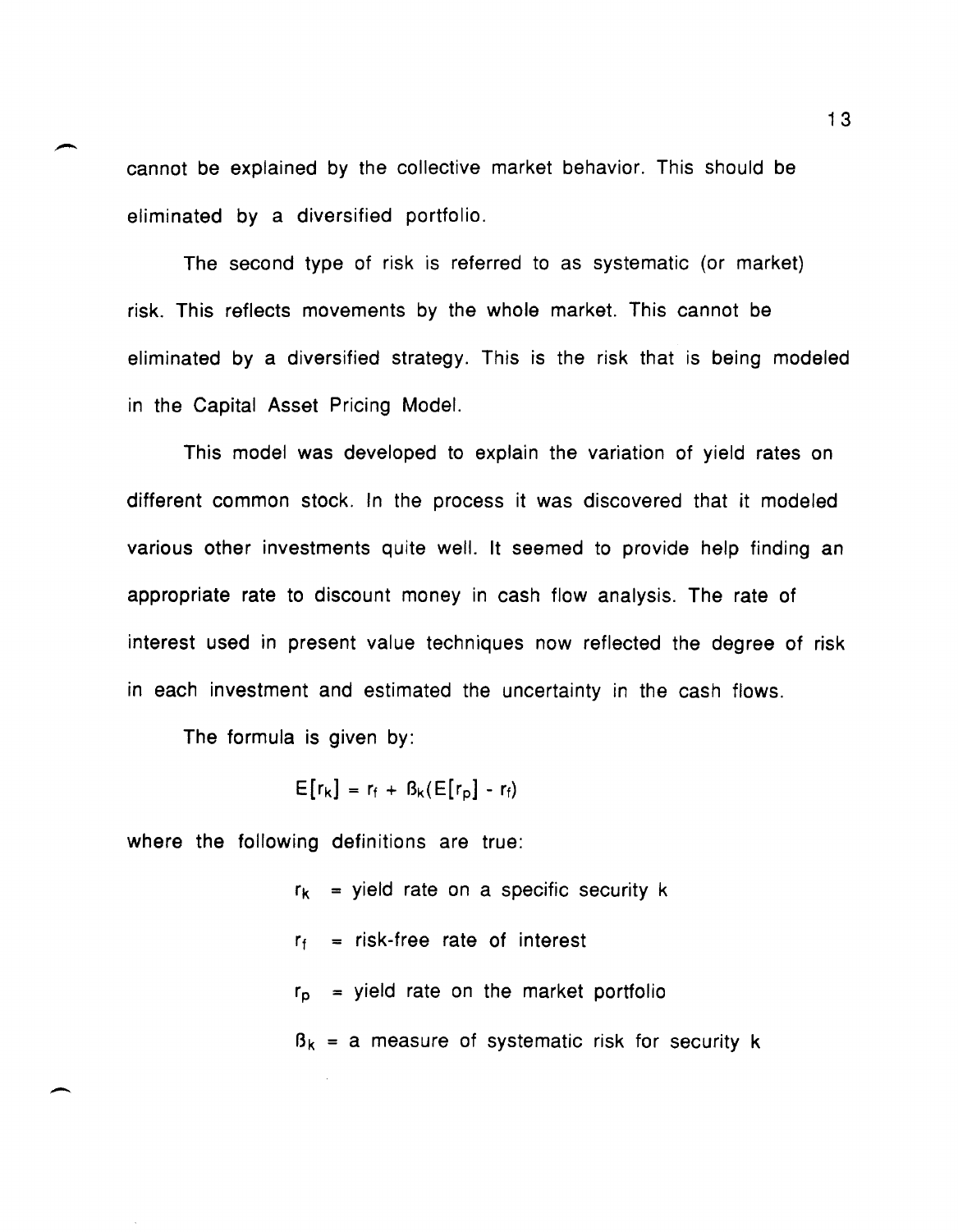cannot be explained by the collective market behavior. This should be eliminated by a diversified portfolio.

The second type of risk is referred to as systematic (or market) risk. This reflects movements by the whole market. This cannot be eliminated by a diversified strategy. This is the risk that is being modeled in the Capital Asset Pricing Model.

This model was developed to explain the variation of yield rates on different common stock. In the process it was discovered that it modeled various other investments quite well. It seemed to provide help finding an appropriate rate to discount money in cash flow analysis. The rate of interest used in present value techniques now reflected the degree of risk in each investment and estimated the uncertainty in the cash flows.

The formula is given by:

$$E[r_k] = r_f + \beta_k(E[r_p] - r_f)$$

where the following definitions are true:

$r_k$ = yield rate on a specific security k

$r_f$ = risk-free rate of interest

$r_p$ = yield rate on the market portfolio

$\beta_k$ = a measure of systematic risk for security k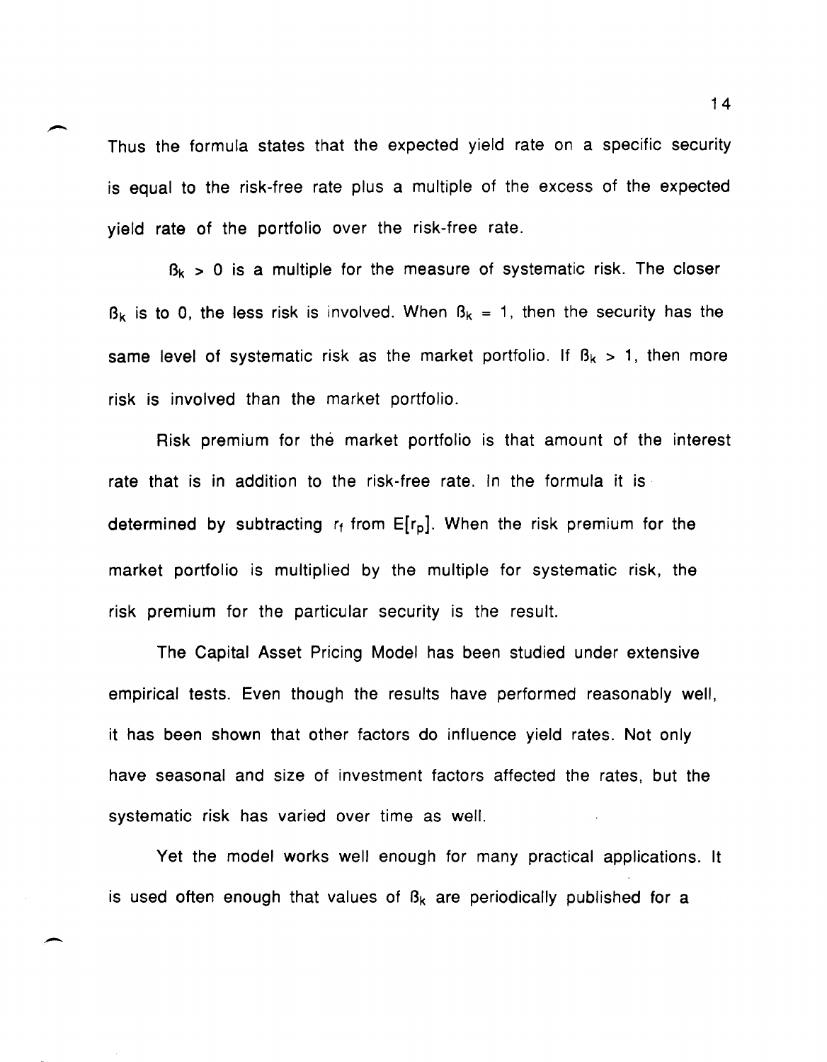Thus the formula states that the expected yield rate on a specific security is equal to the risk-free rate plus a multiple of the excess of the expected yield rate of the portfolio over the risk-free rate.

$\beta_k > 0$ is a multiple for the measure of systematic risk. The closer $\beta_k$ is to 0, the less risk is involved. When $\beta_k = 1$, then the security has the same level of systematic risk as the market portfolio. If $\beta_k > 1$, then more risk is involved than the market portfolio.

Risk premium for the market portfolio is that amount of the interest rate that is in addition to the risk-free rate. In the formula it is determined by subtracting $r_f$ from $E[r_p]$. When the risk premium for the market portfolio is multiplied by the multiple for systematic risk, the risk premium for the particular security is the result.

The Capital Asset Pricing Model has been studied under extensive empirical tests. Even though the results have performed reasonably well, it has been shown that other factors do influence yield rates. Not only have seasonal and size of investment factors affected the rates, but the systematic risk has varied over time as well.

Yet the model works well enough for many practical applications. It is used often enough that values of $\beta_k$ are periodically published for a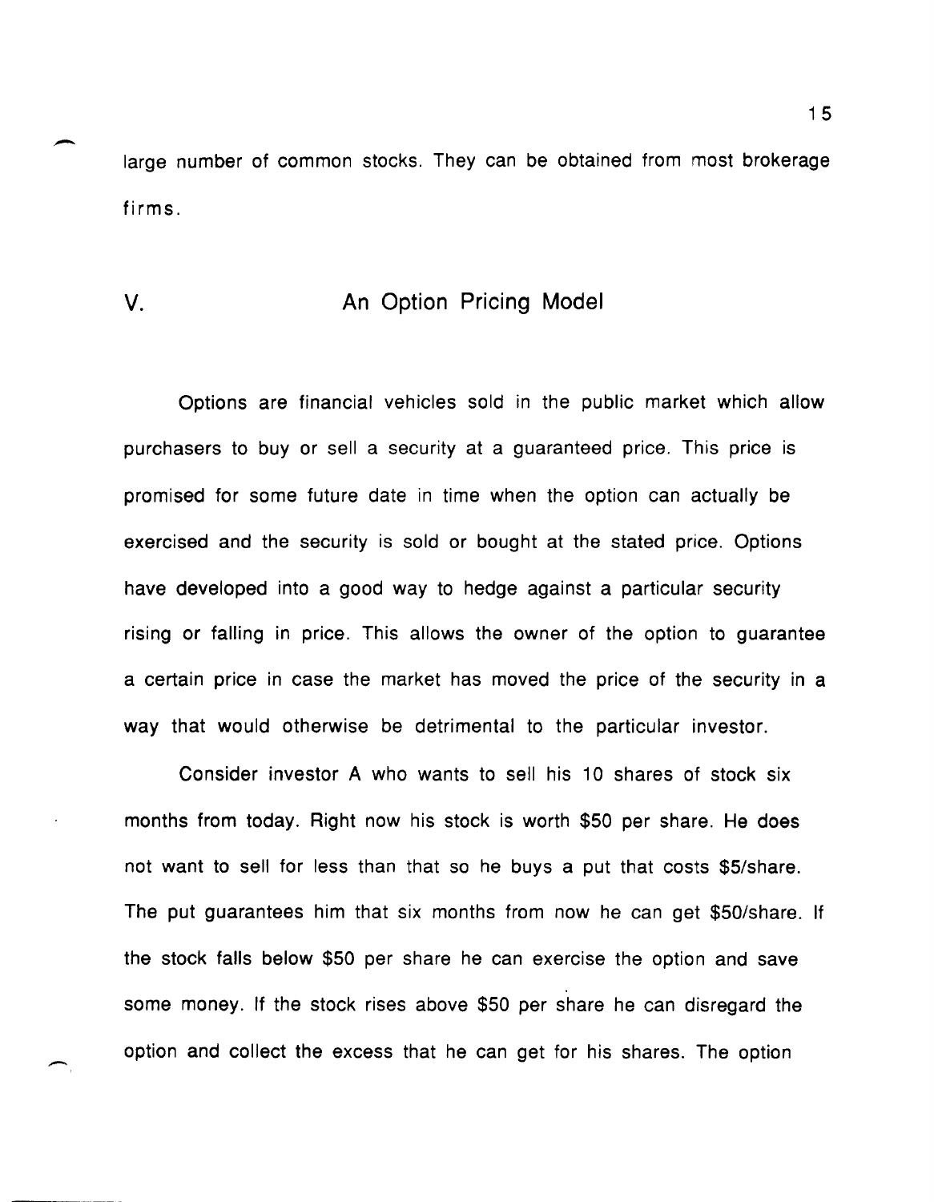large number of common stocks. They can be obtained from most brokerage firms.

## V. An Option Pricing Model

Options are financial vehicles sold in the public market which allow purchasers to buy or sell a security at a guaranteed price. This price is promised for some future date in time when the option can actually be exercised and the security is sold or bought at the stated price. Options have developed into a good way to hedge against a particular security rising or falling in price. This allows the owner of the option to guarantee a certain price in case the market has moved the price of the security in a way that would otherwise be detrimental to the particular investor.

Consider investor A who wants to sell his 10 shares of stock six months from today. Right now his stock is worth $50 per share. He does not want to sell for less than that so he buys a put that costs $5/share. The put guarantees him that six months from now he can get $50/share. If the stock falls below $50 per share he can exercise the option and save some money. If the stock rises above $50 per share he can disregard the option and collect the excess that he can get for his shares. The option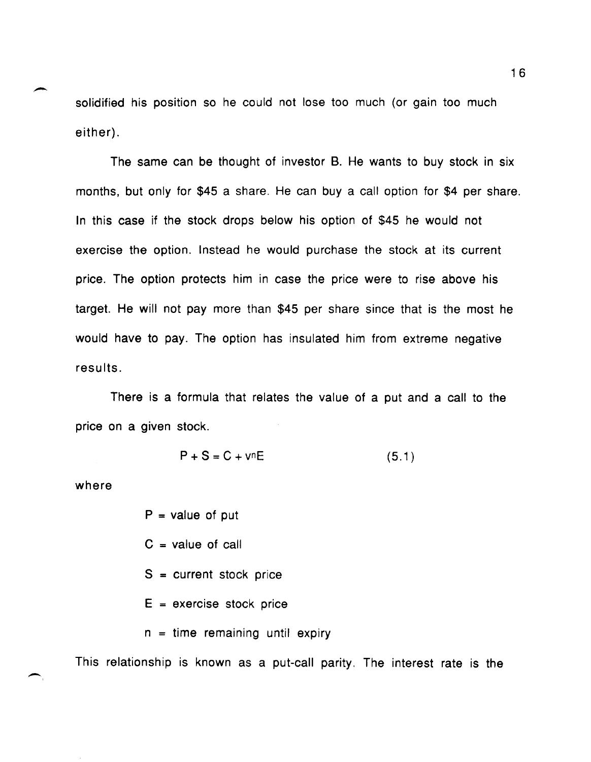solidified his position so he could not lose too much (or gain too much either).

The same can be thought of investor B. He wants to buy stock in six months, but only for \$45 a share. He can buy a call option for \$4 per share. In this case if the stock drops below his option of \$45 he would not exercise the option. Instead he would purchase the stock at its current price. The option protects him in case the price were to rise above his target. He will not pay more than \$45 per share since that is the most he would have to pay. The option has insulated him from extreme negative results.

There is a formula that relates the value of a put and a call to the price on a given stock.

$$P + S = C + v^n E \qquad (5.1)$$

where

$P$ = value of put

$C$ = value of call

$S$ = current stock price

$E$ = exercise stock price

$n$ = time remaining until expiry

This relationship is known as a put-call parity. The interest rate is the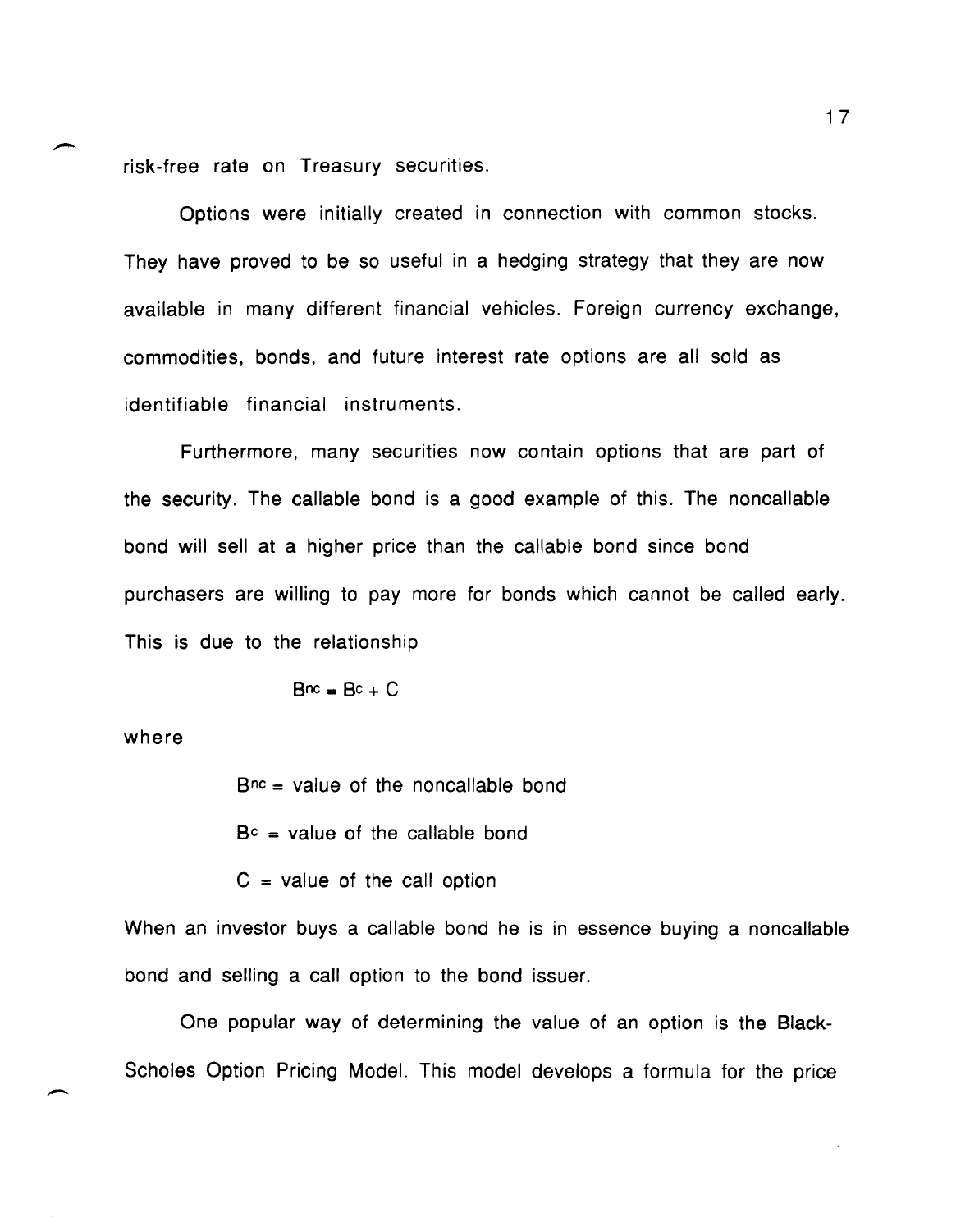risk-free rate on Treasury securities.

Options were initially created in connection with common stocks. They have proved to be so useful in a hedging strategy that they are now available in many different financial vehicles. Foreign currency exchange, commodities, bonds, and future interest rate options are all sold as identifiable financial instruments.

Furthermore, many securities now contain options that are part of the security. The callable bond is a good example of this. The noncallable bond will sell at a higher price than the callable bond since bond purchasers are willing to pay more for bonds which cannot be called early. This is due to the relationship

$$B^{nc} = B^{c} + C$$

where

$B^{nc}$ = value of the noncallable bond

$B^{c}$ = value of the callable bond

$C$ = value of the call option

When an investor buys a callable bond he is in essence buying a noncallable bond and selling a call option to the bond issuer.

One popular way of determining the value of an option is the Black-Scholes Option Pricing Model. This model develops a formula for the price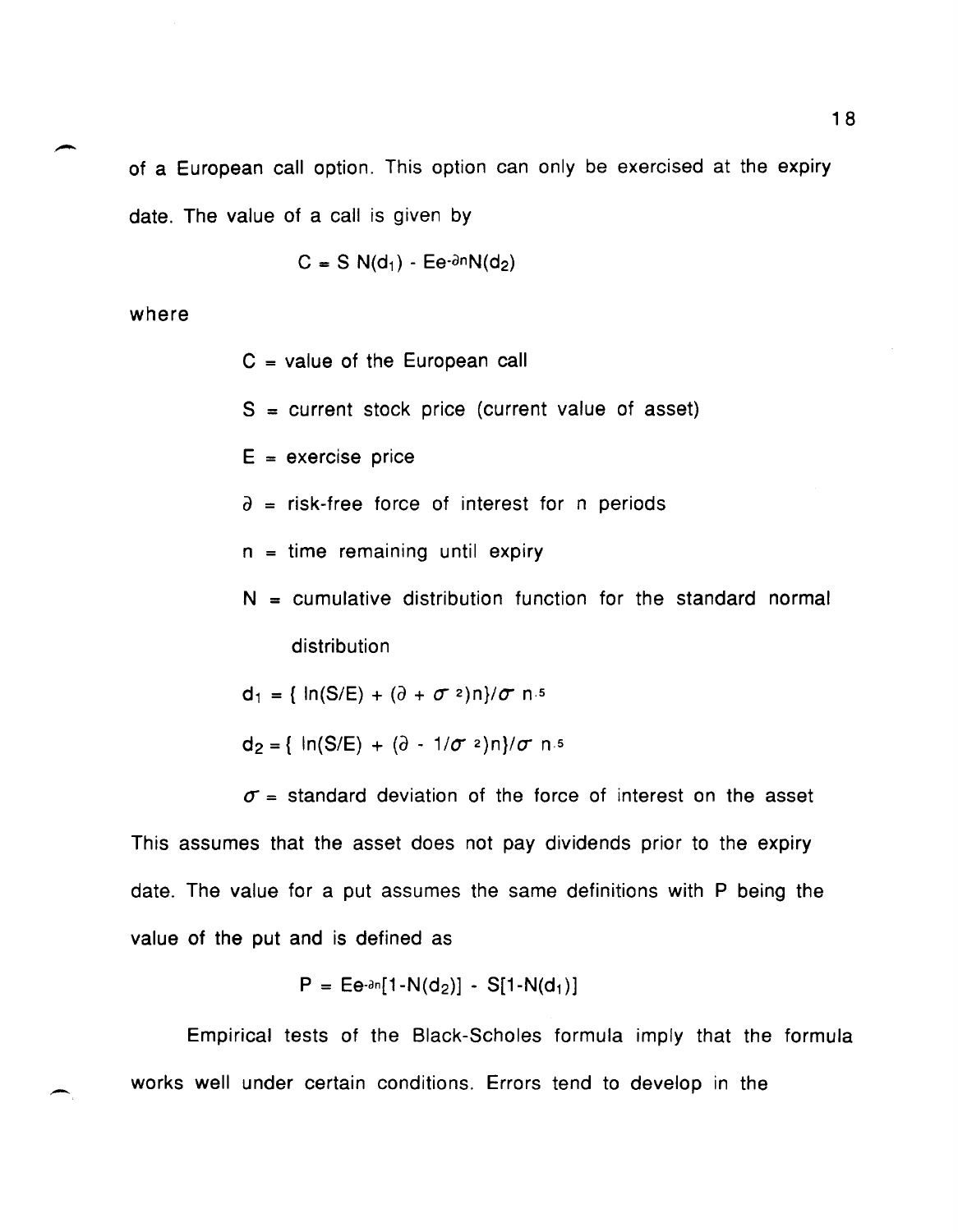of a European call option. This option can only be exercised at the expiry date. The value of a call is given by

$$C = S\,N(d_1) - Ee^{-\partial n}N(d_2)$$

where

C = value of the European call

S = current stock price (current value of asset)

E = exercise price

$\partial$ = risk-free force of interest for n periods

n = time remaining until expiry

N = cumulative distribution function for the standard normal distribution

$d_1 = \{\ln(S/E) + (\partial + \sigma^2)n\}/\sigma\, n^{.5}$

$d_2 = \{\ln(S/E) + (\partial - 1/\sigma^2)n\}/\sigma\, n^{.5}$

$\sigma$ = standard deviation of the force of interest on the asset

This assumes that the asset does not pay dividends prior to the expiry date. The value for a put assumes the same definitions with P being the value of the put and is defined as

$$P = Ee^{-\partial n}[1-N(d_2)] - S[1-N(d_1)]$$

Empirical tests of the Black-Scholes formula imply that the formula works well under certain conditions. Errors tend to develop in the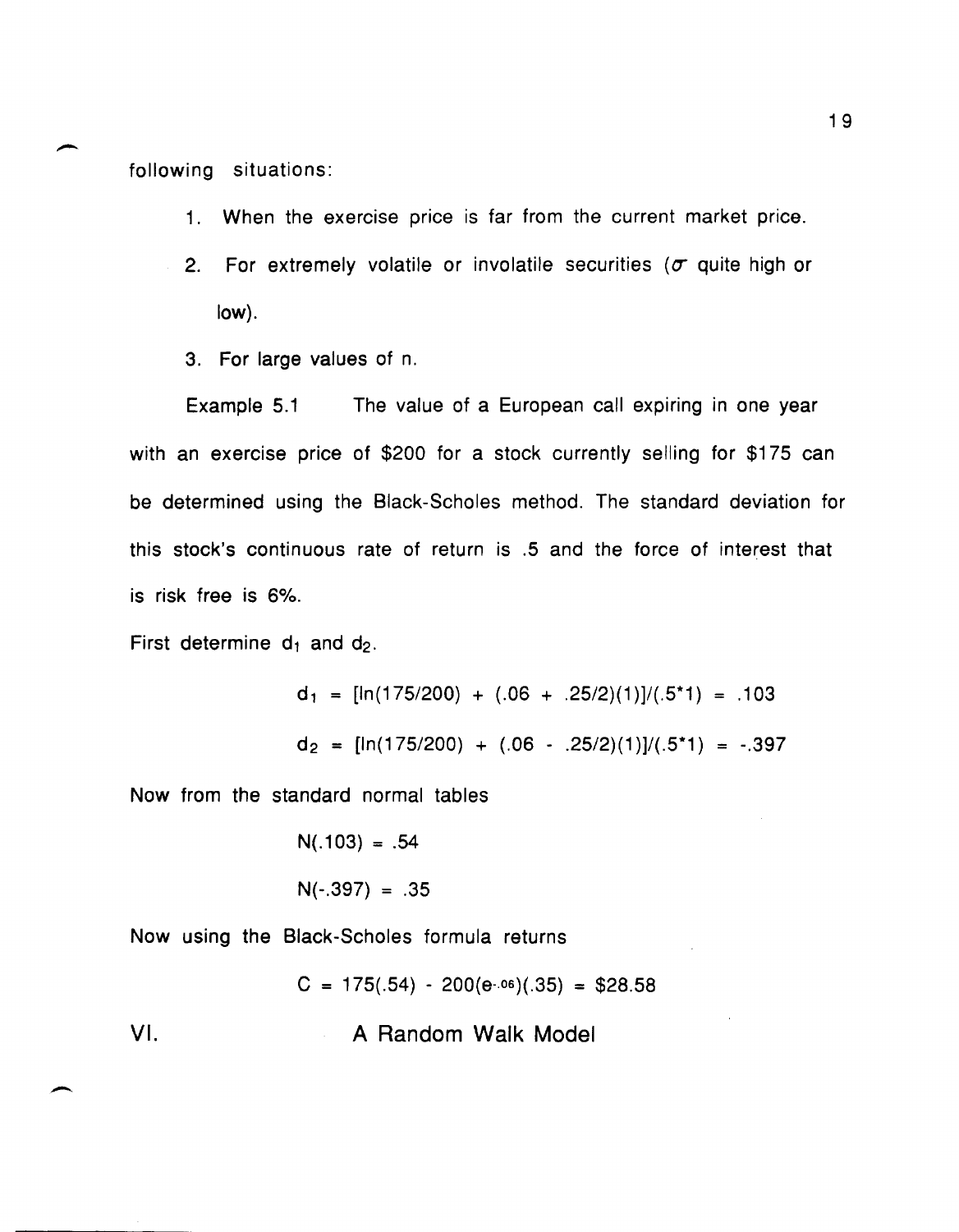following situations:

1. When the exercise price is far from the current market price.
2. For extremely volatile or involatile securities ($\sigma$ quite high or low).
3. For large values of n.

Example 5.1 The value of a European call expiring in one year with an exercise price of \$200 for a stock currently selling for \$175 can be determined using the Black-Scholes method. The standard deviation for this stock's continuous rate of return is .5 and the force of interest that is risk free is 6%.

First determine $d_1$ and $d_2$.

$$d_1 = [\ln(175/200) + (.06 + .25/2)(1)]/(.5*1) = .103$$

$$d_2 = [\ln(175/200) + (.06 - .25/2)(1)]/(.5*1) = -.397$$

Now from the standard normal tables

$$N(.103) = .54$$

$$N(-.397) = .35$$

Now using the Black-Scholes formula returns

$$C = 175(.54) - 200(e^{-.06})(.35) = \$28.58$$

## VI. A Random Walk Model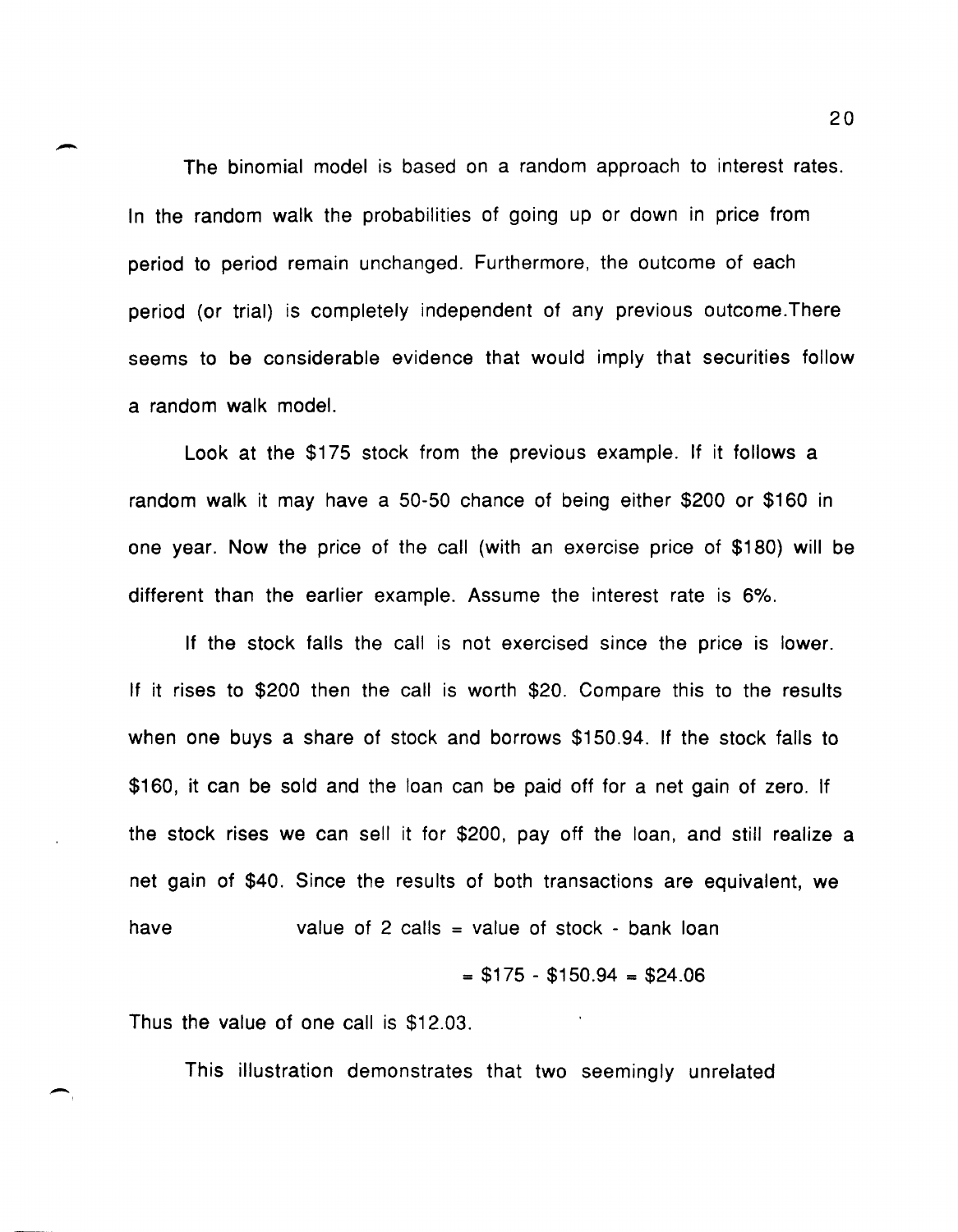The binomial model is based on a random approach to interest rates. In the random walk the probabilities of going up or down in price from period to period remain unchanged. Furthermore, the outcome of each period (or trial) is completely independent of any previous outcome.There seems to be considerable evidence that would imply that securities follow a random walk model.

Look at the $175 stock from the previous example. If it follows a random walk it may have a 50-50 chance of being either $200 or $160 in one year. Now the price of the call (with an exercise price of $180) will be different than the earlier example. Assume the interest rate is 6%.

If the stock falls the call is not exercised since the price is lower. If it rises to $200 then the call is worth $20. Compare this to the results when one buys a share of stock and borrows $150.94. If the stock falls to $160, it can be sold and the loan can be paid off for a net gain of zero. If the stock rises we can sell it for $200, pay off the loan, and still realize a net gain of $40. Since the results of both transactions are equivalent, we have

value of 2 calls = value of stock - bank loan

= $175 - $150.94 = $24.06

Thus the value of one call is $12.03.

This illustration demonstrates that two seemingly unrelated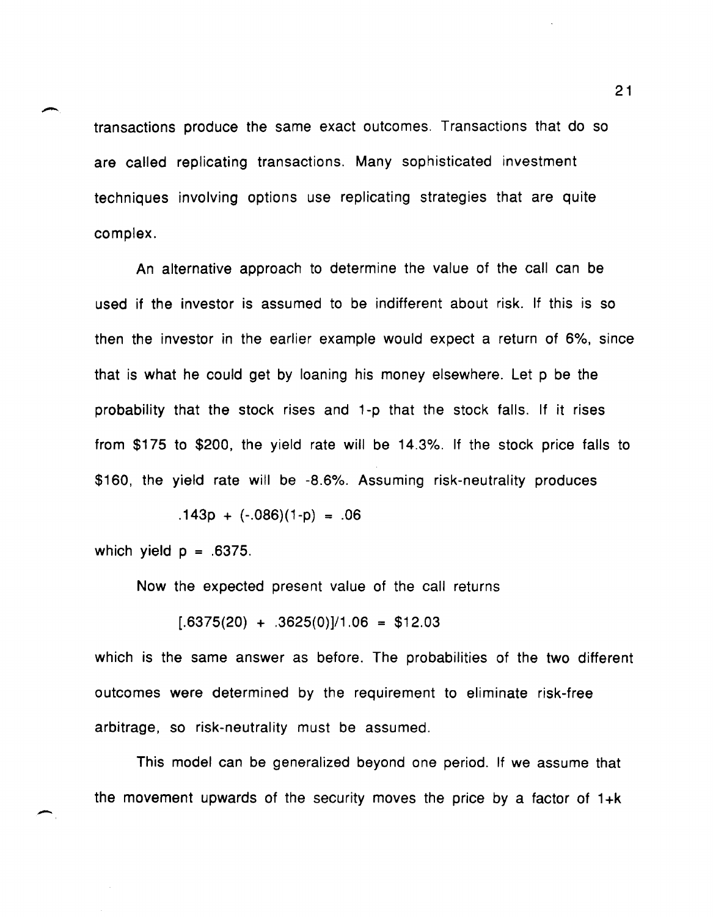transactions produce the same exact outcomes. Transactions that do so are called replicating transactions. Many sophisticated investment techniques involving options use replicating strategies that are quite complex.

An alternative approach to determine the value of the call can be used if the investor is assumed to be indifferent about risk. If this is so then the investor in the earlier example would expect a return of 6%, since that is what he could get by loaning his money elsewhere. Let p be the probability that the stock rises and 1-p that the stock falls. If it rises from \$175 to \$200, the yield rate will be 14.3%. If the stock price falls to \$160, the yield rate will be -8.6%. Assuming risk-neutrality produces

$$.143p + (-.086)(1-p) = .06$$

which yield $p = .6375$.

Now the expected present value of the call returns

$$[.6375(20) + .3625(0)]/1.06 = \$12.03$$

which is the same answer as before. The probabilities of the two different outcomes were determined by the requirement to eliminate risk-free arbitrage, so risk-neutrality must be assumed.

This model can be generalized beyond one period. If we assume that the movement upwards of the security moves the price by a factor of 1+k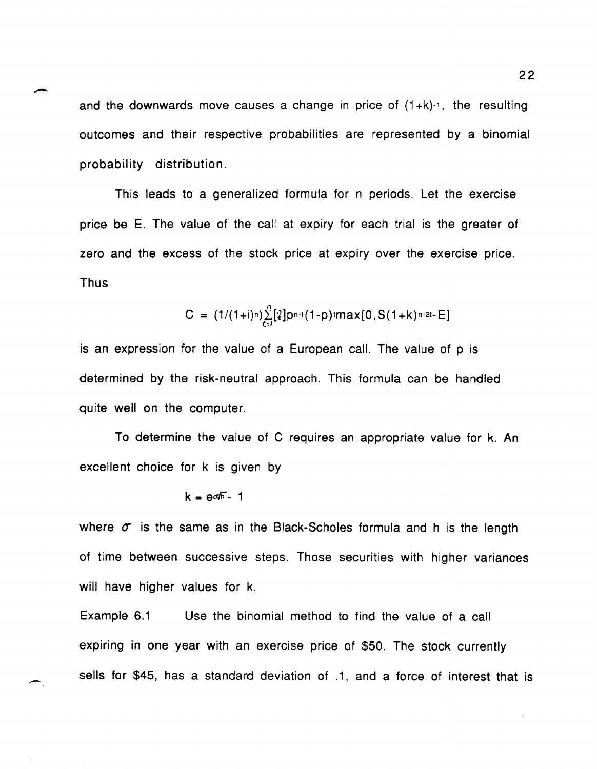and the downwards move causes a change in price of $(1+k)^{-1}$, the resulting outcomes and their respective probabilities are represented by a binomial probability distribution.

This leads to a generalized formula for n periods. Let the exercise price be E. The value of the call at expiry for each trial is the greater of zero and the excess of the stock price at expiry over the exercise price. Thus

$$C = (1/(1+i)^n)\sum_{t=1}^{n}\left[\binom{n}{t}\right]p^{n-t}(1-p)^t\max[0, S(1+k)^{n-2t}-E]$$

is an expression for the value of a European call. The value of p is determined by the risk-neutral approach. This formula can be handled quite well on the computer.

To determine the value of C requires an appropriate value for k. An excellent choice for k is given by

$$k = e^{\sigma\sqrt{h}} - 1$$

where $\sigma$ is the same as in the Black-Scholes formula and h is the length of time between successive steps. Those securities with higher variances will have higher values for k.

Example 6.1 Use the binomial method to find the value of a call expiring in one year with an exercise price of \$50. The stock currently sells for \$45, has a standard deviation of .1, and a force of interest that is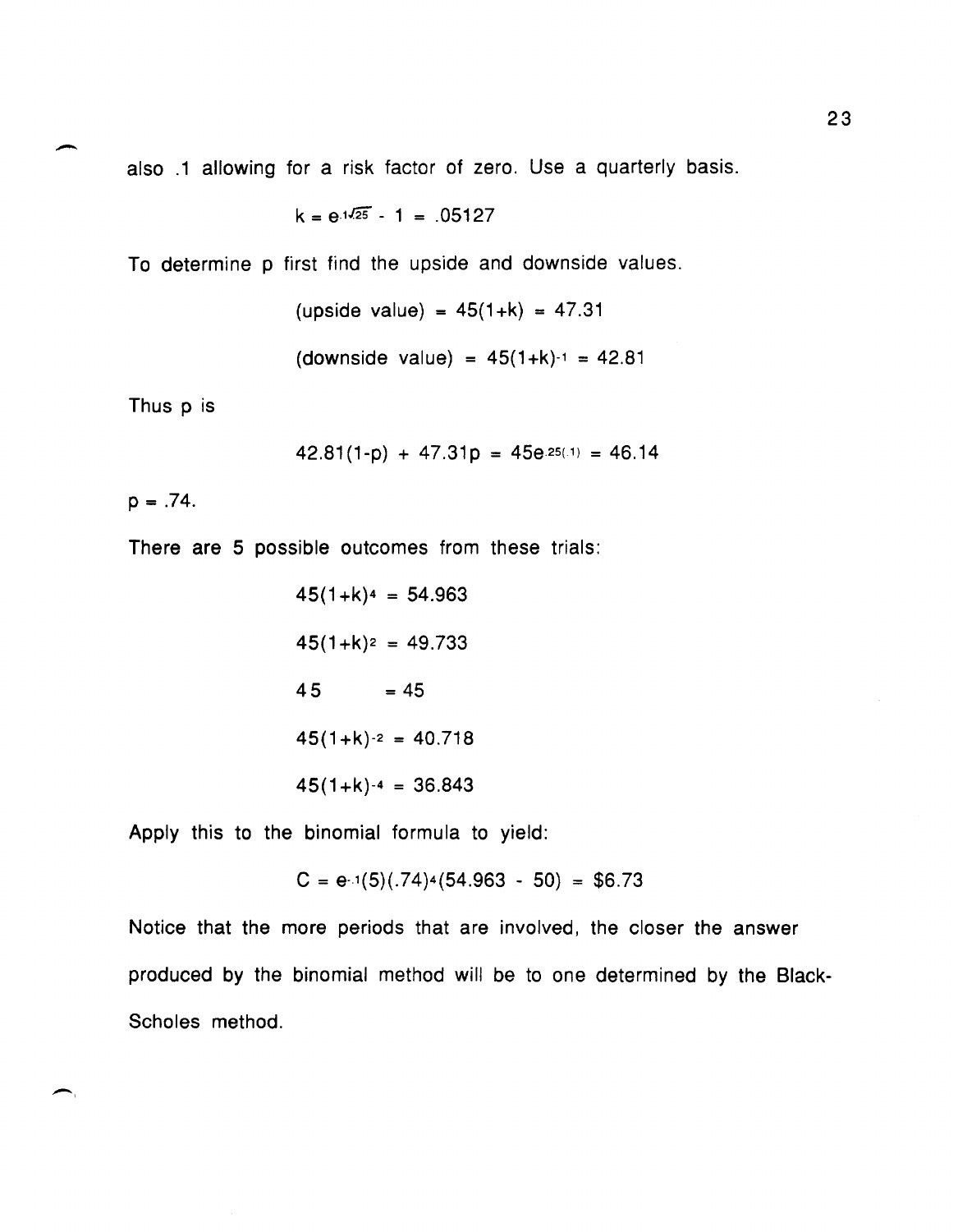also .1 allowing for a risk factor of zero. Use a quarterly basis.

$$k = e^{.1\sqrt{.25}} - 1 = .05127$$

To determine p first find the upside and downside values.

$$(\text{upside value}) = 45(1+k) = 47.31$$

$$(\text{downside value}) = 45(1+k)^{-1} = 42.81$$

Thus p is

$$42.81(1-p) + 47.31p = 45e^{.25(.1)} = 46.14$$

p = .74.

There are 5 possible outcomes from these trials:

$$45(1+k)^4 = 54.963$$

$$45(1+k)^2 = 49.733$$

$$45 \quad = 45$$

$$45(1+k)^{-2} = 40.718$$

$$45(1+k)^{-4} = 36.843$$

Apply this to the binomial formula to yield:

$$C = e^{-.1}(5)(.74)^4(54.963 - 50) = \$6.73$$

Notice that the more periods that are involved, the closer the answer produced by the binomial method will be to one determined by the Black-Scholes method.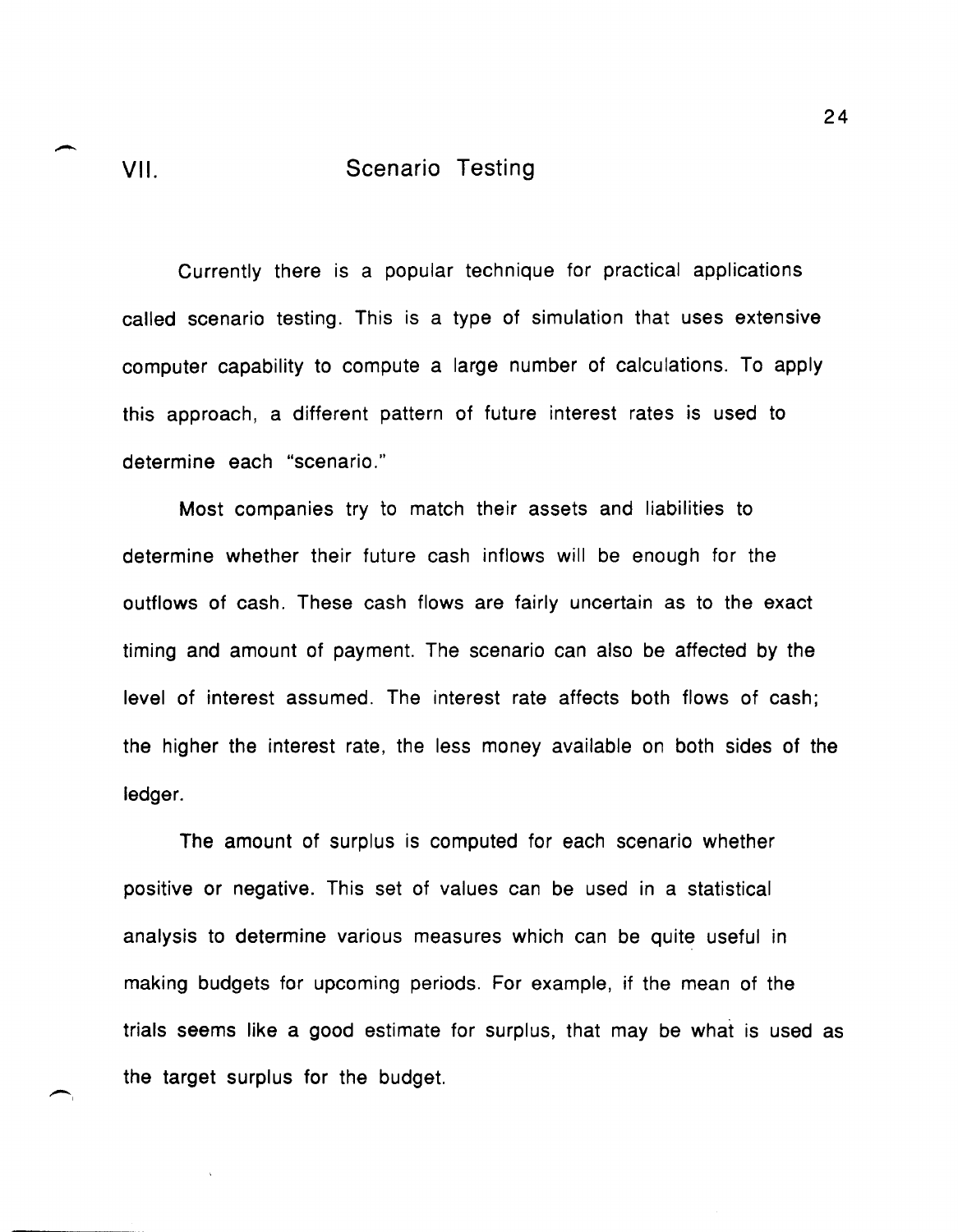## VII. Scenario Testing

Currently there is a popular technique for practical applications called scenario testing. This is a type of simulation that uses extensive computer capability to compute a large number of calculations. To apply this approach, a different pattern of future interest rates is used to determine each "scenario."

Most companies try to match their assets and liabilities to determine whether their future cash inflows will be enough for the outflows of cash. These cash flows are fairly uncertain as to the exact timing and amount of payment. The scenario can also be affected by the level of interest assumed. The interest rate affects both flows of cash; the higher the interest rate, the less money available on both sides of the ledger.

The amount of surplus is computed for each scenario whether positive or negative. This set of values can be used in a statistical analysis to determine various measures which can be quite useful in making budgets for upcoming periods. For example, if the mean of the trials seems like a good estimate for surplus, that may be what is used as the target surplus for the budget.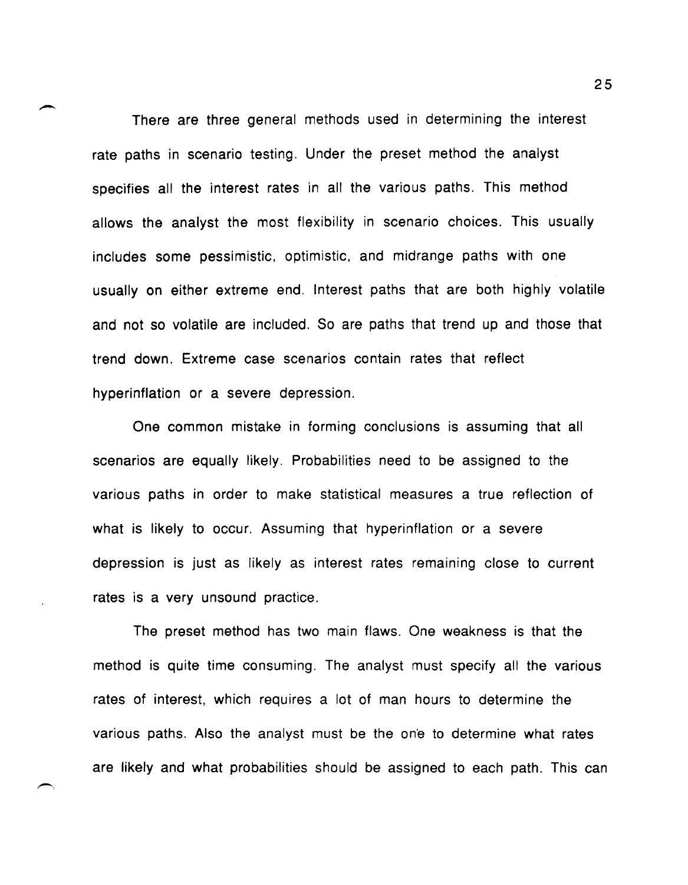There are three general methods used in determining the interest rate paths in scenario testing. Under the preset method the analyst specifies all the interest rates in all the various paths. This method allows the analyst the most flexibility in scenario choices. This usually includes some pessimistic, optimistic, and midrange paths with one usually on either extreme end. Interest paths that are both highly volatile and not so volatile are included. So are paths that trend up and those that trend down. Extreme case scenarios contain rates that reflect hyperinflation or a severe depression.

One common mistake in forming conclusions is assuming that all scenarios are equally likely. Probabilities need to be assigned to the various paths in order to make statistical measures a true reflection of what is likely to occur. Assuming that hyperinflation or a severe depression is just as likely as interest rates remaining close to current rates is a very unsound practice.

The preset method has two main flaws. One weakness is that the method is quite time consuming. The analyst must specify all the various rates of interest, which requires a lot of man hours to determine the various paths. Also the analyst must be the one to determine what rates are likely and what probabilities should be assigned to each path. This can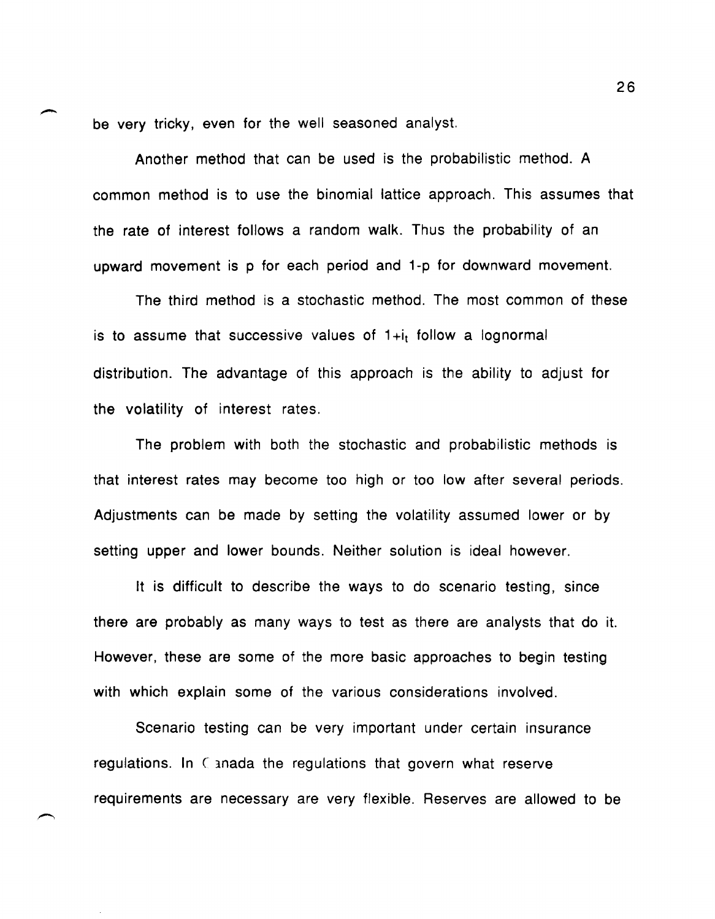be very tricky, even for the well seasoned analyst.

Another method that can be used is the probabilistic method. A common method is to use the binomial lattice approach. This assumes that the rate of interest follows a random walk. Thus the probability of an upward movement is p for each period and 1-p for downward movement.

The third method is a stochastic method. The most common of these is to assume that successive values of $1+i_t$ follow a lognormal distribution. The advantage of this approach is the ability to adjust for the volatility of interest rates.

The problem with both the stochastic and probabilistic methods is that interest rates may become too high or too low after several periods. Adjustments can be made by setting the volatility assumed lower or by setting upper and lower bounds. Neither solution is ideal however.

It is difficult to describe the ways to do scenario testing, since there are probably as many ways to test as there are analysts that do it. However, these are some of the more basic approaches to begin testing with which explain some of the various considerations involved.

Scenario testing can be very important under certain insurance regulations. In Canada the regulations that govern what reserve requirements are necessary are very flexible. Reserves are allowed to be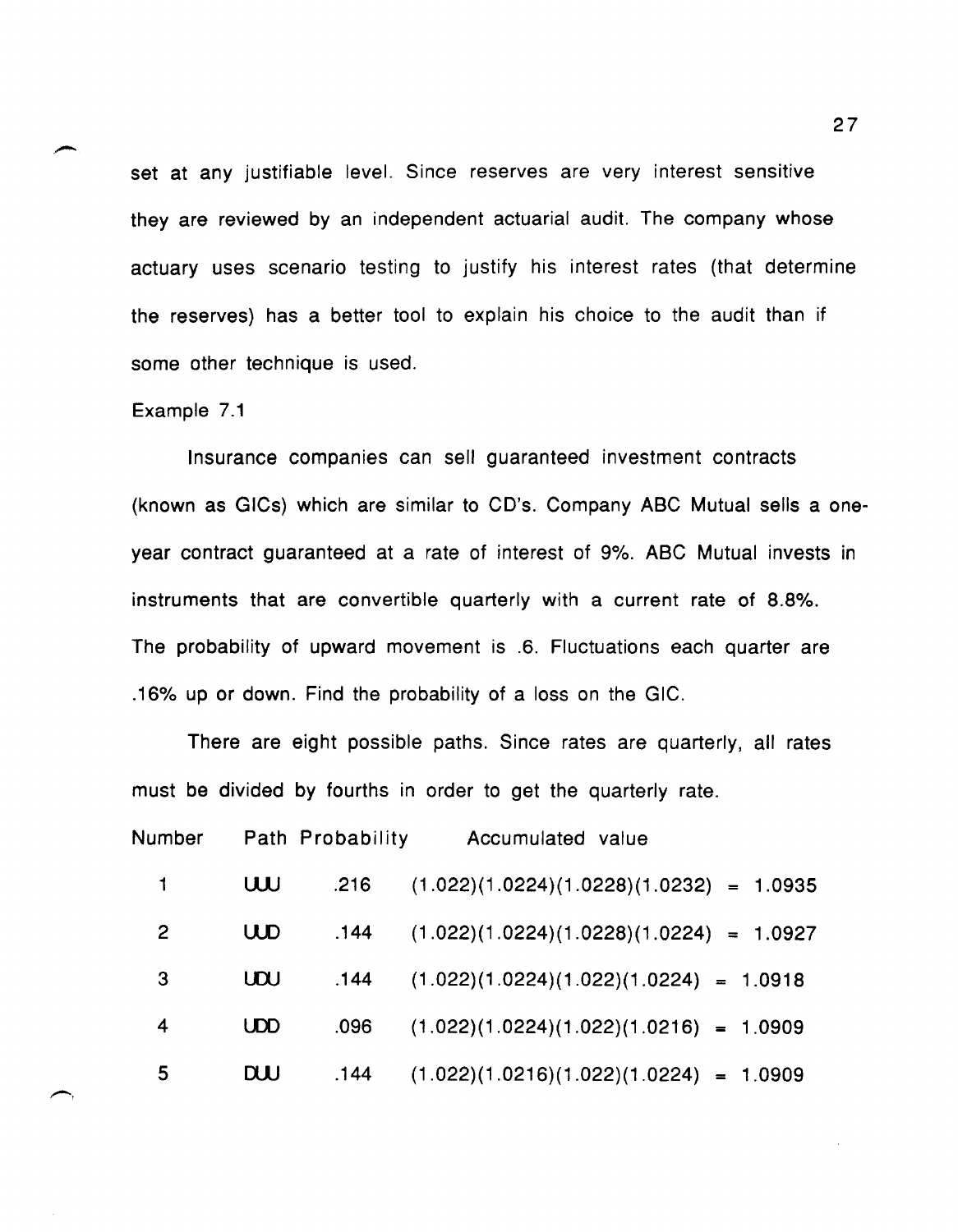set at any justifiable level. Since reserves are very interest sensitive they are reviewed by an independent actuarial audit. The company whose actuary uses scenario testing to justify his interest rates (that determine the reserves) has a better tool to explain his choice to the audit than if some other technique is used.

Example 7.1

Insurance companies can sell guaranteed investment contracts (known as GICs) which are similar to CD's. Company ABC Mutual sells a one-year contract guaranteed at a rate of interest of 9%. ABC Mutual invests in instruments that are convertible quarterly with a current rate of 8.8%. The probability of upward movement is .6. Fluctuations each quarter are .16% up or down. Find the probability of a loss on the GIC.

There are eight possible paths. Since rates are quarterly, all rates must be divided by fourths in order to get the quarterly rate.

| Number | Path | Probability | Accumulated value |
|---|---|---|---|
| 1 | UUU | .216 | $(1.022)(1.0224)(1.0228)(1.0232) = 1.0935$ |
| 2 | UUD | .144 | $(1.022)(1.0224)(1.0228)(1.0224) = 1.0927$ |
| 3 | UDU | .144 | $(1.022)(1.0224)(1.022)(1.0224) = 1.0918$ |
| 4 | UDD | .096 | $(1.022)(1.0224)(1.022)(1.0216) = 1.0909$ |
| 5 | DUU | .144 | $(1.022)(1.0216)(1.022)(1.0224) = 1.0909$ |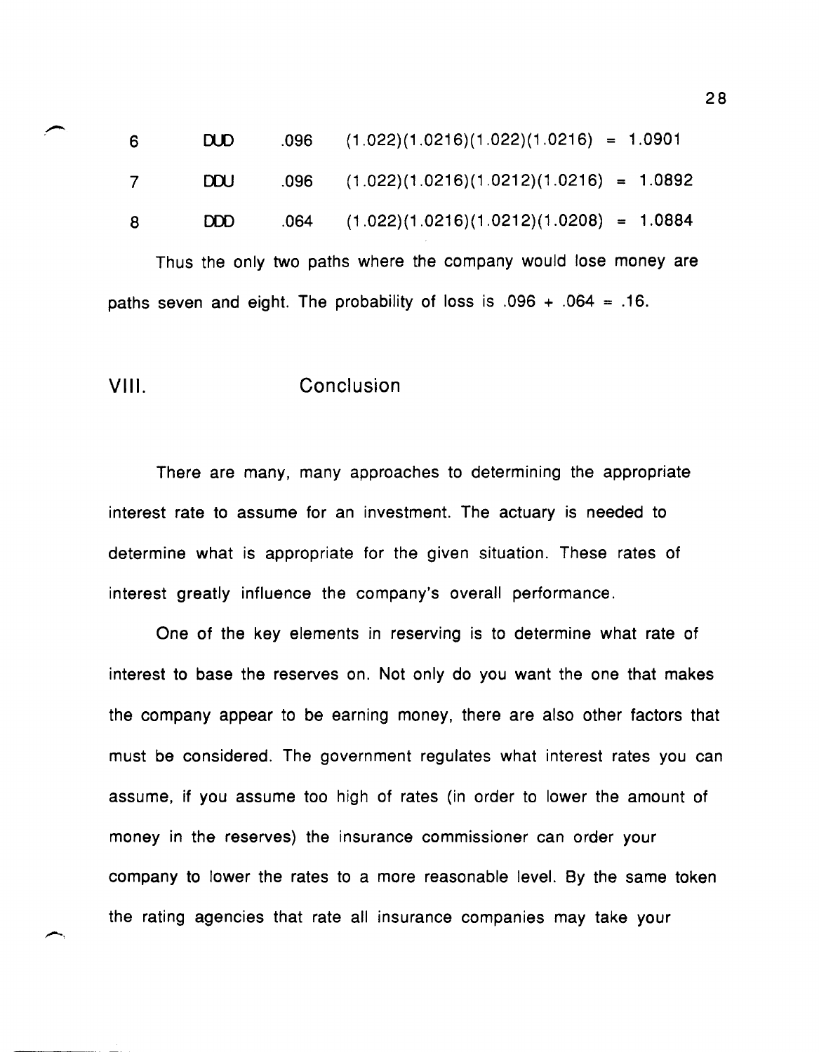| | | | |
|---|---|---|---|
| 6 | DUD | .096 | $(1.022)(1.0216)(1.022)(1.0216) = 1.0901$ |
| 7 | DDU | .096 | $(1.022)(1.0216)(1.0212)(1.0216) = 1.0892$ |
| 8 | DDD | .064 | $(1.022)(1.0216)(1.0212)(1.0208) = 1.0884$ |

Thus the only two paths where the company would lose money are paths seven and eight. The probability of loss is .096 + .064 = .16.

## VIII. Conclusion

There are many, many approaches to determining the appropriate interest rate to assume for an investment. The actuary is needed to determine what is appropriate for the given situation. These rates of interest greatly influence the company's overall performance.

One of the key elements in reserving is to determine what rate of interest to base the reserves on. Not only do you want the one that makes the company appear to be earning money, there are also other factors that must be considered. The government regulates what interest rates you can assume, if you assume too high of rates (in order to lower the amount of money in the reserves) the insurance commissioner can order your company to lower the rates to a more reasonable level. By the same token the rating agencies that rate all insurance companies may take your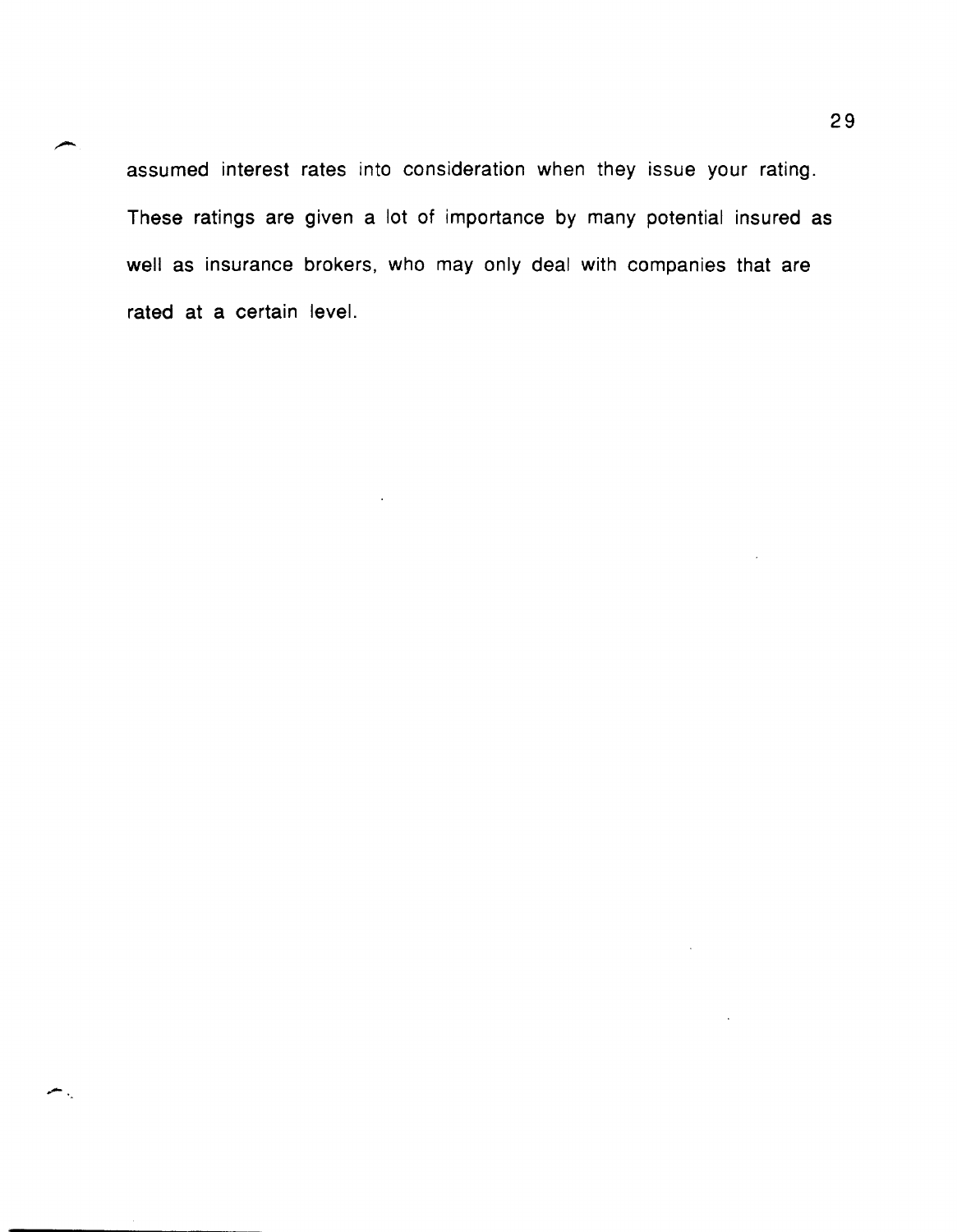assumed interest rates into consideration when they issue your rating. These ratings are given a lot of importance by many potential insured as well as insurance brokers, who may only deal with companies that are rated at a certain level.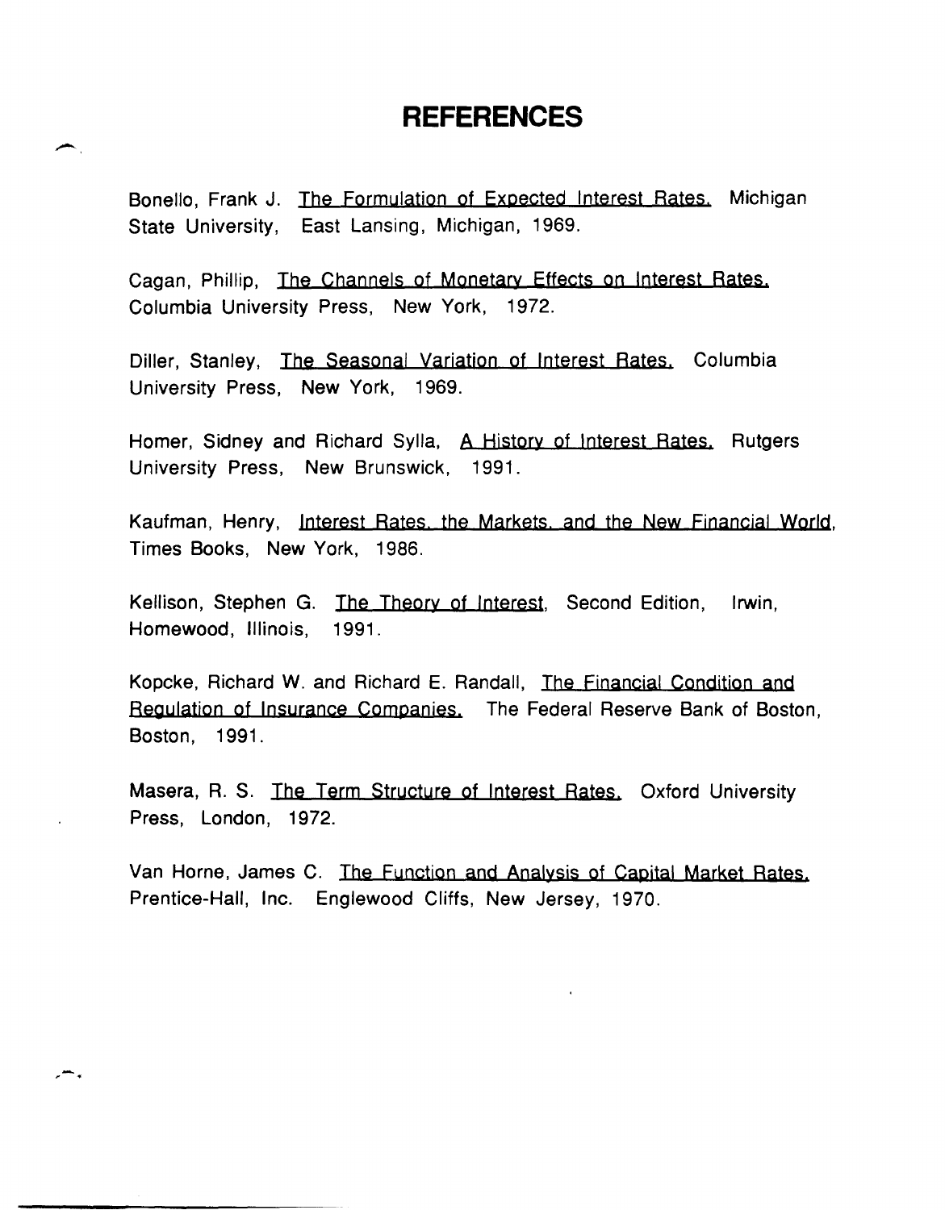# REFERENCES

Bonello, Frank J. The Formulation of Expected Interest Rates. Michigan State University, East Lansing, Michigan, 1969.

Cagan, Phillip, The Channels of Monetary Effects on Interest Rates. Columbia University Press, New York, 1972.

Diller, Stanley, The Seasonal Variation of Interest Rates. Columbia University Press, New York, 1969.

Homer, Sidney and Richard Sylla, A History of Interest Rates. Rutgers University Press, New Brunswick, 1991.

Kaufman, Henry, Interest Rates, the Markets, and the New Financial World, Times Books, New York, 1986.

Kellison, Stephen G. The Theory of Interest, Second Edition, Irwin, Homewood, Illinois, 1991.

Kopcke, Richard W. and Richard E. Randall, The Financial Condition and Regulation of Insurance Companies. The Federal Reserve Bank of Boston, Boston, 1991.

Masera, R. S. The Term Structure of Interest Rates. Oxford University Press, London, 1972.

Van Horne, James C. The Function and Analysis of Capital Market Rates. Prentice-Hall, Inc. Englewood Cliffs, New Jersey, 1970.